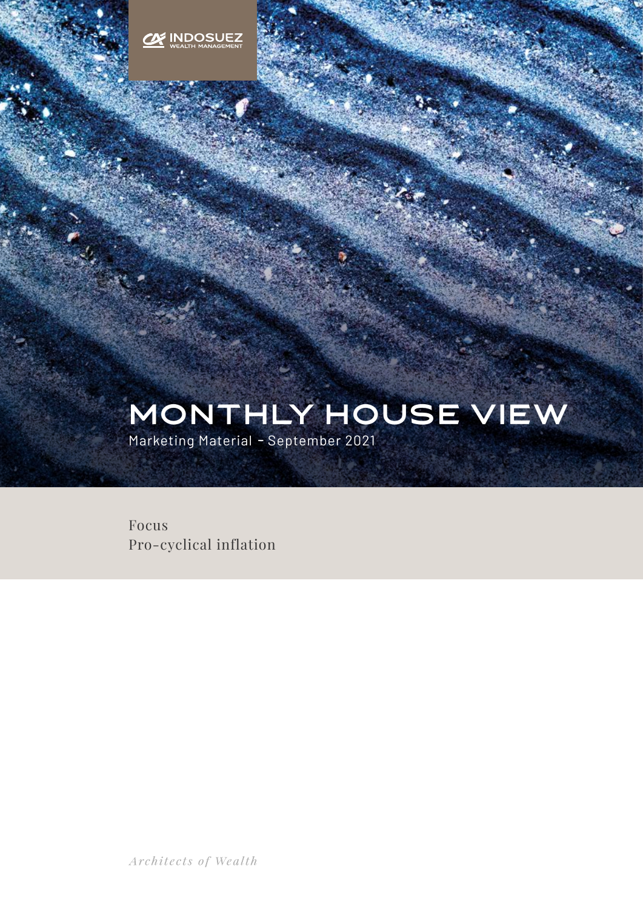INDOSUEZ WEALTH MANAGEMENT

# MONTHLY HOUSE VIEW

Marketing Material - September 2021

Focus
Pro-cyclical inflation

*Architects of Wealth*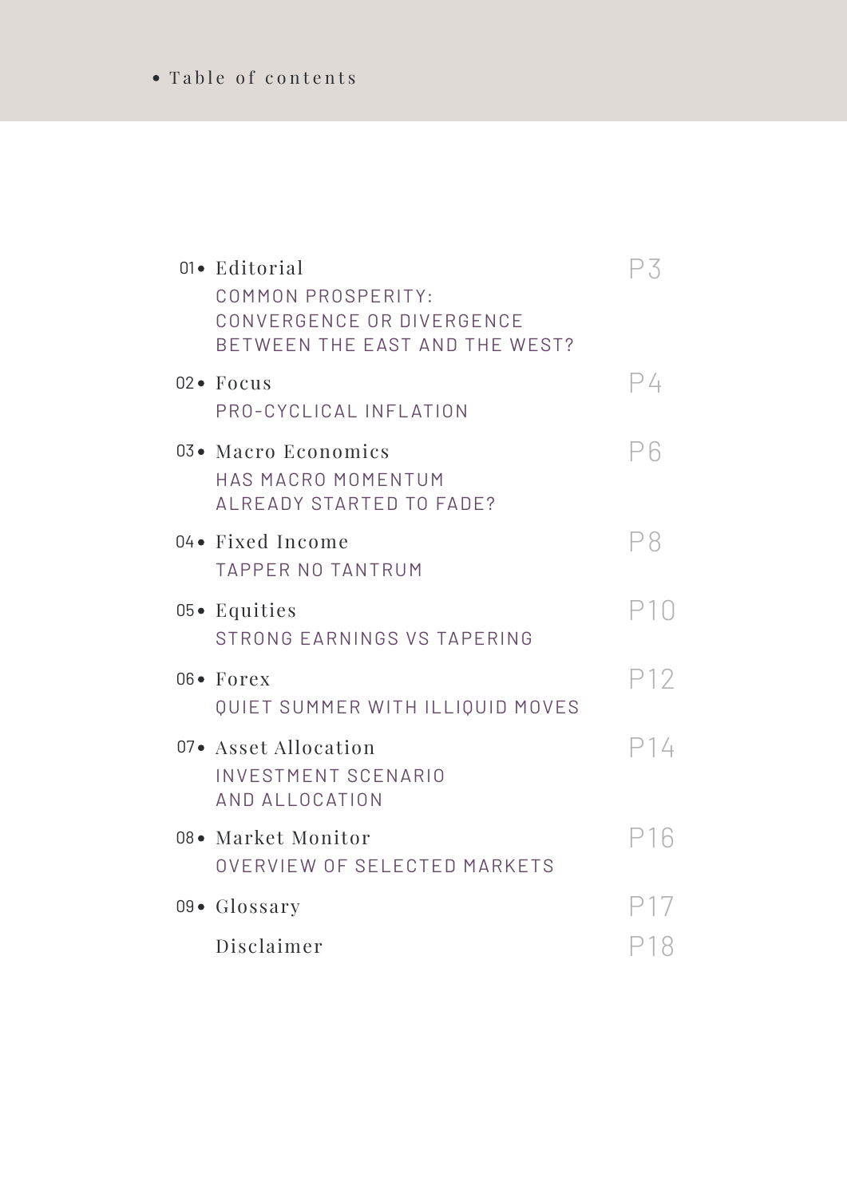# Table of contents

| | | |
|---|---|---|
| 01 | **Editorial** COMMON PROSPERITY: CONVERGENCE OR DIVERGENCE BETWEEN THE EAST AND THE WEST? | P3 |
| 02 | **Focus** PRO-CYCLICAL INFLATION | P4 |
| 03 | **Macro Economics** HAS MACRO MOMENTUM ALREADY STARTED TO FADE? | P6 |
| 04 | **Fixed Income** TAPPER NO TANTRUM | P8 |
| 05 | **Equities** STRONG EARNINGS VS TAPERING | P10 |
| 06 | **Forex** QUIET SUMMER WITH ILLIQUID MOVES | P12 |
| 07 | **Asset Allocation** INVESTMENT SCENARIO AND ALLOCATION | P14 |
| 08 | **Market Monitor** OVERVIEW OF SELECTED MARKETS | P16 |
| 09 | **Glossary** | P17 |
| | **Disclaimer** | P18 |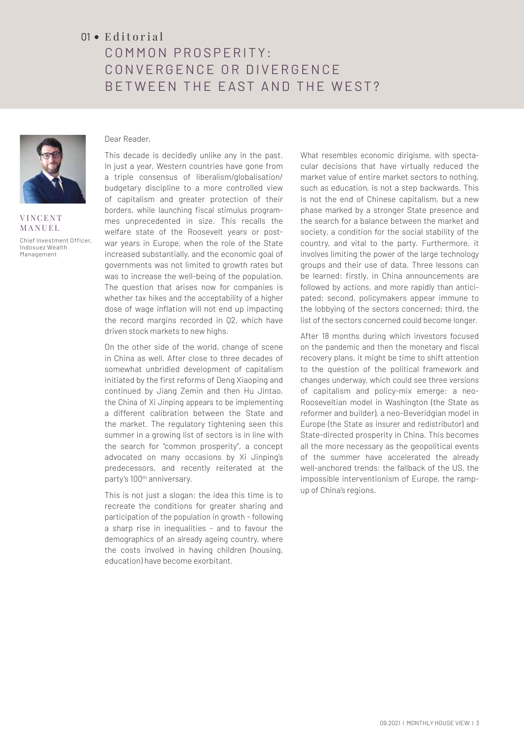01 • Editorial

# COMMON PROSPERITY: CONVERGENCE OR DIVERGENCE BETWEEN THE EAST AND THE WEST?

VINCENT MANUEL

Chief Investment Officer, Indosuez Wealth Management

Dear Reader,

This decade is decidedly unlike any in the past. In just a year, Western countries have gone from a triple consensus of liberalism/globalisation/budgetary discipline to a more controlled view of capitalism and greater protection of their borders, while launching fiscal stimulus programmes unprecedented in size. This recalls the welfare state of the Roosevelt years or post-war years in Europe, when the role of the State increased substantially, and the economic goal of governments was not limited to growth rates but was to increase the well-being of the population. The question that arises now for companies is whether tax hikes and the acceptability of a higher dose of wage inflation will not end up impacting the record margins recorded in Q2, which have driven stock markets to new highs.

On the other side of the world, change of scene in China as well. After close to three decades of somewhat unbridled development of capitalism initiated by the first reforms of Deng Xiaoping and continued by Jiang Zemin and then Hu Jintao, the China of Xi Jinping appears to be implementing a different calibration between the State and the market. The regulatory tightening seen this summer in a growing list of sectors is in line with the search for "common prosperity", a concept advocated on many occasions by Xi Jinping's predecessors, and recently reiterated at the party's 100th anniversary.

This is not just a slogan: the idea this time is to recreate the conditions for greater sharing and participation of the population in growth - following a sharp rise in inequalities - and to favour the demographics of an already ageing country, where the costs involved in having children (housing, education) have become exorbitant.

What resembles economic dirigisme, with spectacular decisions that have virtually reduced the market value of entire market sectors to nothing, such as education, is not a step backwards. This is not the end of Chinese capitalism, but a new phase marked by a stronger State presence and the search for a balance between the market and society, a condition for the social stability of the country, and vital to the party. Furthermore, it involves limiting the power of the large technology groups and their use of data. Three lessons can be learned: firstly, in China announcements are followed by actions, and more rapidly than anticipated; second, policymakers appear immune to the lobbying of the sectors concerned; third, the list of the sectors concerned could become longer.

After 18 months during which investors focused on the pandemic and then the monetary and fiscal recovery plans, it might be time to shift attention to the question of the political framework and changes underway, which could see three versions of capitalism and policy-mix emerge: a neo-Rooseveltian model in Washington (the State as reformer and builder), a neo-Beveridgian model in Europe (the State as insurer and redistributor) and State-directed prosperity in China. This becomes all the more necessary as the geopolitical events of the summer have accelerated the already well-anchored trends: the fallback of the US, the impossible interventionism of Europe, the ramp-up of China's regions.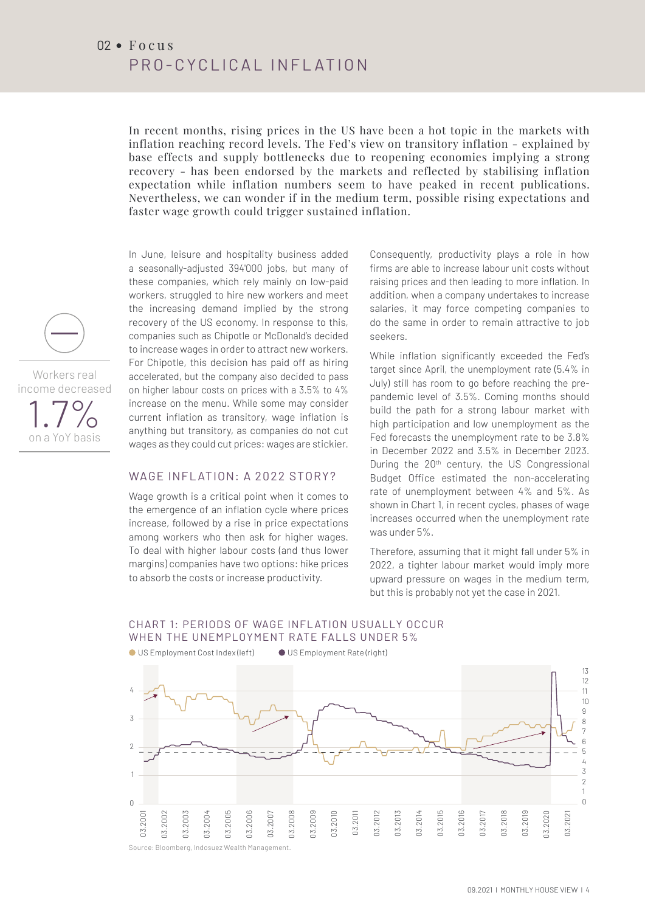02 • Focus

# PRO-CYCLICAL INFLATION

In recent months, rising prices in the US have been a hot topic in the markets with inflation reaching record levels. The Fed's view on transitory inflation - explained by base effects and supply bottlenecks due to reopening economies implying a strong recovery - has been endorsed by the markets and reflected by stabilising inflation expectation while inflation numbers seem to have peaked in recent publications. Nevertheless, we can wonder if in the medium term, possible rising expectations and faster wage growth could trigger sustained inflation.

Workers real income decreased **1.7%** on a YoY basis

In June, leisure and hospitality business added a seasonally-adjusted 394'000 jobs, but many of these companies, which rely mainly on low-paid workers, struggled to hire new workers and meet the increasing demand implied by the strong recovery of the US economy. In response to this, companies such as Chipotle or McDonald's decided to increase wages in order to attract new workers. For Chipotle, this decision has paid off as hiring accelerated, but the company also decided to pass on higher labour costs on prices with a 3.5% to 4% increase on the menu. While some may consider current inflation as transitory, wage inflation is anything but transitory, as companies do not cut wages as they could cut prices: wages are stickier.

## WAGE INFLATION: A 2022 STORY?

Wage growth is a critical point when it comes to the emergence of an inflation cycle where prices increase, followed by a rise in price expectations among workers who then ask for higher wages. To deal with higher labour costs (and thus lower margins) companies have two options: hike prices to absorb the costs or increase productivity.

Consequently, productivity plays a role in how firms are able to increase labour unit costs without raising prices and then leading to more inflation. In addition, when a company undertakes to increase salaries, it may force competing companies to do the same in order to remain attractive to job seekers.

While inflation significantly exceeded the Fed's target since April, the unemployment rate (5.4% in July) still has room to go before reaching the pre-pandemic level of 3.5%. Coming months should build the path for a strong labour market with high participation and low unemployment as the Fed forecasts the unemployment rate to be 3.8% in December 2022 and 3.5% in December 2023. During the 20th century, the US Congressional Budget Office estimated the non-accelerating rate of unemployment between 4% and 5%. As shown in Chart 1, in recent cycles, phases of wage increases occurred when the unemployment rate was under 5%.

Therefore, assuming that it might fall under 5% in 2022, a tighter labour market would imply more upward pressure on wages in the medium term, but this is probably not yet the case in 2021.

### CHART 1: PERIODS OF WAGE INFLATION USUALLY OCCUR WHEN THE UNEMPLOYMENT RATE FALLS UNDER 5%

US Employment Cost Index (left) · US Employment Rate (right)

Source: Bloomberg, Indosuez Wealth Management.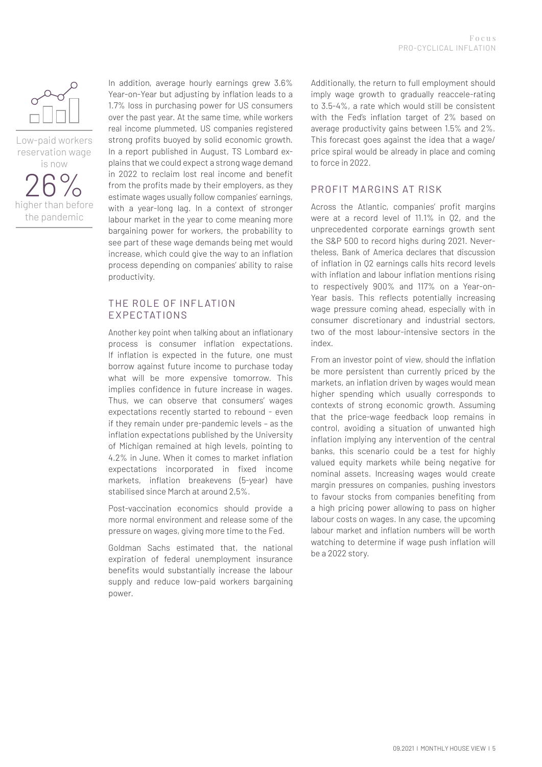Low-paid workers reservation wage is now

26%

higher than before the pandemic

In addition, average hourly earnings grew 3.6% Year-on-Year but adjusting by inflation leads to a 1.7% loss in purchasing power for US consumers over the past year. At the same time, while workers real income plummeted, US companies registered strong profits buoyed by solid economic growth. In a report published in August, TS Lombard explains that we could expect a strong wage demand in 2022 to reclaim lost real income and benefit from the profits made by their employers, as they estimate wages usually follow companies' earnings, with a year-long lag. In a context of stronger labour market in the year to come meaning more bargaining power for workers, the probability to see part of these wage demands being met would increase, which could give the way to an inflation process depending on companies' ability to raise productivity.

## THE ROLE OF INFLATION EXPECTATIONS

Another key point when talking about an inflationary process is consumer inflation expectations. If inflation is expected in the future, one must borrow against future income to purchase today what will be more expensive tomorrow. This implies confidence in future increase in wages. Thus, we can observe that consumers' wages expectations recently started to rebound – even if they remain under pre-pandemic levels – as the inflation expectations published by the University of Michigan remained at high levels, pointing to 4.2% in June. When it comes to market inflation expectations incorporated in fixed income markets, inflation breakevens (5-year) have stabilised since March at around 2,5%.

Post-vaccination economics should provide a more normal environment and release some of the pressure on wages, giving more time to the Fed.

Goldman Sachs estimated that, the national expiration of federal unemployment insurance benefits would substantially increase the labour supply and reduce low-paid workers bargaining power.

Additionally, the return to full employment should imply wage growth to gradually reaccele-rating to 3.5-4%, a rate which would still be consistent with the Fed's inflation target of 2% based on average productivity gains between 1.5% and 2%. This forecast goes against the idea that a wage/price spiral would be already in place and coming to force in 2022.

## PROFIT MARGINS AT RISK

Across the Atlantic, companies' profit margins were at a record level of 11.1% in Q2, and the unprecedented corporate earnings growth sent the S&P 500 to record highs during 2021. Nevertheless, Bank of America declares that discussion of inflation in Q2 earnings calls hits record levels with inflation and labour inflation mentions rising to respectively 900% and 117% on a Year-on-Year basis. This reflects potentially increasing wage pressure coming ahead, especially with in consumer discretionary and industrial sectors, two of the most labour-intensive sectors in the index.

From an investor point of view, should the inflation be more persistent than currently priced by the markets, an inflation driven by wages would mean higher spending which usually corresponds to contexts of strong economic growth. Assuming that the price-wage feedback loop remains in control, avoiding a situation of unwanted high inflation implying any intervention of the central banks, this scenario could be a test for highly valued equity markets while being negative for nominal assets. Increasing wages would create margin pressures on companies, pushing investors to favour stocks from companies benefiting from a high pricing power allowing to pass on higher labour costs on wages. In any case, the upcoming labour market and inflation numbers will be worth watching to determine if wage push inflation will be a 2022 story.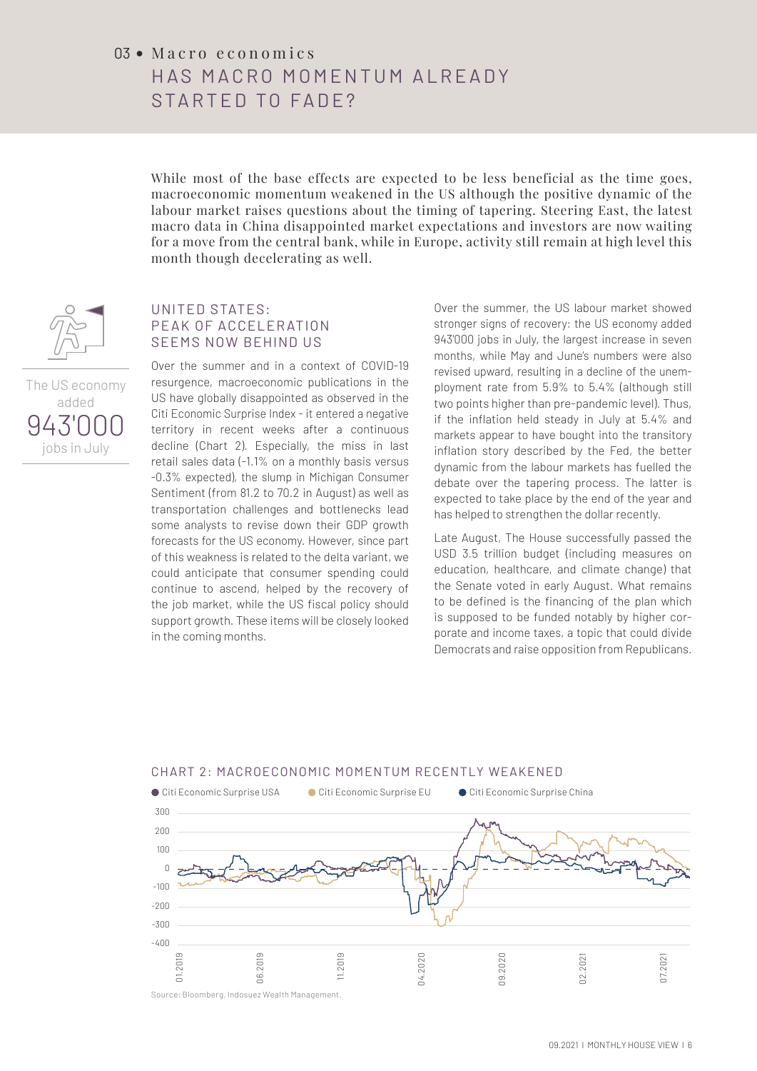# 03 • Macro economics

## HAS MACRO MOMENTUM ALREADY STARTED TO FADE?

While most of the base effects are expected to be less beneficial as the time goes, macroeconomic momentum weakened in the US although the positive dynamic of the labour market raises questions about the timing of tapering. Steering East, the latest macro data in China disappointed market expectations and investors are now waiting for a move from the central bank, while in Europe, activity still remain at high level this month though decelerating as well.

The US economy added 943'000 jobs in July

### UNITED STATES: PEAK OF ACCELERATION SEEMS NOW BEHIND US

Over the summer and in a context of COVID-19 resurgence, macroeconomic publications in the US have globally disappointed as observed in the Citi Economic Surprise Index - it entered a negative territory in recent weeks after a continuous decline (Chart 2). Especially, the miss in last retail sales data (-1.1% on a monthly basis versus -0.3% expected), the slump in Michigan Consumer Sentiment (from 81.2 to 70.2 in August) as well as transportation challenges and bottlenecks lead some analysts to revise down their GDP growth forecasts for the US economy. However, since part of this weakness is related to the delta variant, we could anticipate that consumer spending could continue to ascend, helped by the recovery of the job market, while the US fiscal policy should support growth. These items will be closely looked in the coming months.

Over the summer, the US labour market showed stronger signs of recovery: the US economy added 943'000 jobs in July, the largest increase in seven months, while May and June's numbers were also revised upward, resulting in a decline of the unemployment rate from 5.9% to 5.4% (although still two points higher than pre-pandemic level). Thus, if the inflation held steady in July at 5.4% and markets appear to have bought into the transitory inflation story described by the Fed, the better dynamic from the labour markets has fuelled the debate over the tapering process. The latter is expected to take place by the end of the year and has helped to strengthen the dollar recently.

Late August, The House successfully passed the USD 3.5 trillion budget (including measures on education, healthcare, and climate change) that the Senate voted in early August. What remains to be defined is the financing of the plan which is supposed to be funded notably by higher corporate and income taxes, a topic that could divide Democrats and raise opposition from Republicans.

CHART 2: MACROECONOMIC MOMENTUM RECENTLY WEAKENED

Source: Bloomberg, Indosuez Wealth Management.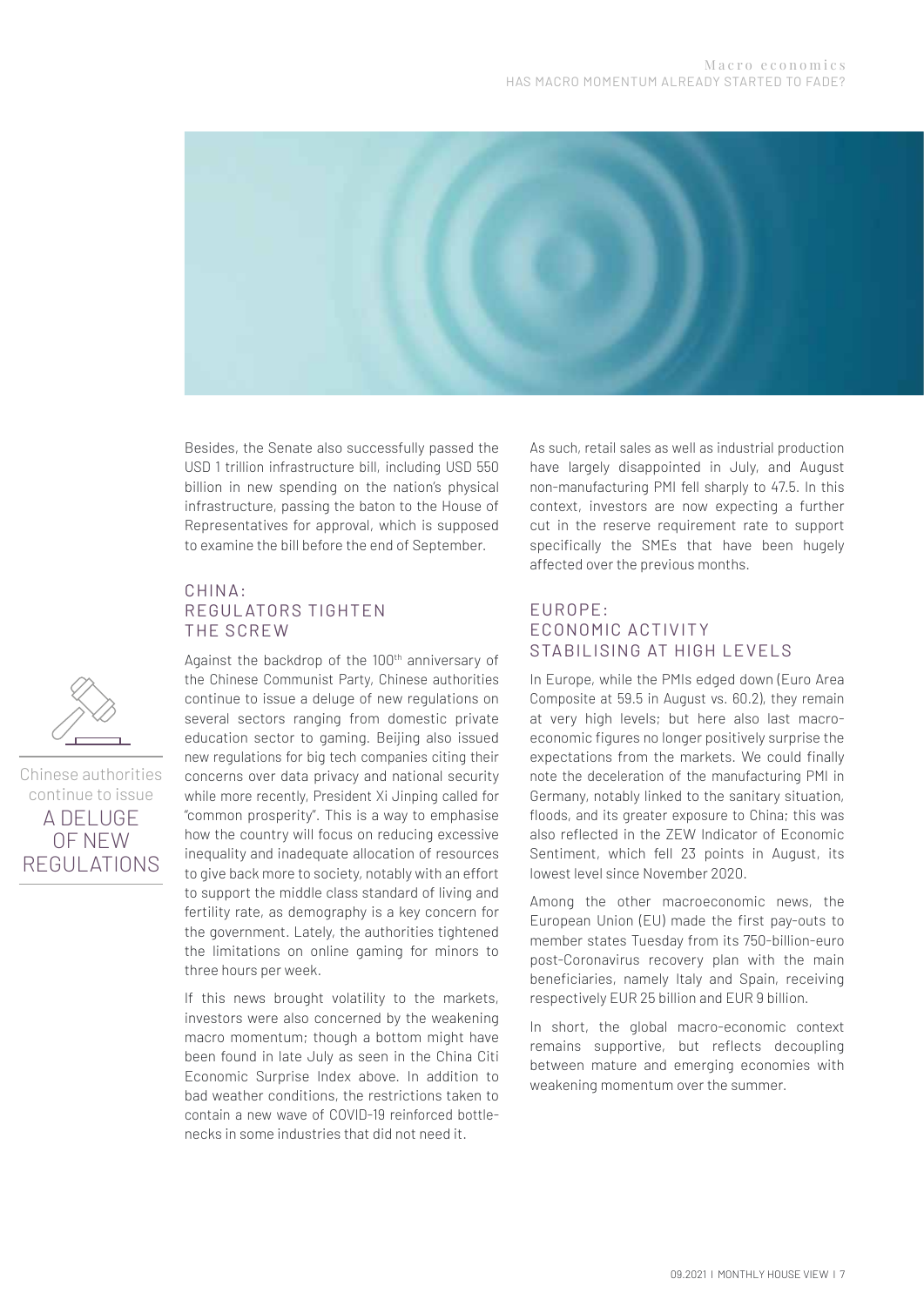Besides, the Senate also successfully passed the USD 1 trillion infrastructure bill, including USD 550 billion in new spending on the nation's physical infrastructure, passing the baton to the House of Representatives for approval, which is supposed to examine the bill before the end of September.

## CHINA: REGULATORS TIGHTEN THE SCREW

Against the backdrop of the 100th anniversary of the Chinese Communist Party, Chinese authorities continue to issue a deluge of new regulations on several sectors ranging from domestic private education sector to gaming. Beijing also issued new regulations for big tech companies citing their concerns over data privacy and national security while more recently, President Xi Jinping called for "common prosperity". This is a way to emphasise how the country will focus on reducing excessive inequality and inadequate allocation of resources to give back more to society, notably with an effort to support the middle class standard of living and fertility rate, as demography is a key concern for the government. Lately, the authorities tightened the limitations on online gaming for minors to three hours per week.

Chinese authorities continue to issue A DELUGE OF NEW REGULATIONS

If this news brought volatility to the markets, investors were also concerned by the weakening macro momentum; though a bottom might have been found in late July as seen in the China Citi Economic Surprise Index above. In addition to bad weather conditions, the restrictions taken to contain a new wave of COVID-19 reinforced bottlenecks in some industries that did not need it.

As such, retail sales as well as industrial production have largely disappointed in July, and August non-manufacturing PMI fell sharply to 47.5. In this context, investors are now expecting a further cut in the reserve requirement rate to support specifically the SMEs that have been hugely affected over the previous months.

## EUROPE: ECONOMIC ACTIVITY STABILISING AT HIGH LEVELS

In Europe, while the PMIs edged down (Euro Area Composite at 59.5 in August vs. 60.2), they remain at very high levels; but here also last macro-economic figures no longer positively surprise the expectations from the markets. We could finally note the deceleration of the manufacturing PMI in Germany, notably linked to the sanitary situation, floods, and its greater exposure to China; this was also reflected in the ZEW Indicator of Economic Sentiment, which fell 23 points in August, its lowest level since November 2020.

Among the other macroeconomic news, the European Union (EU) made the first pay-outs to member states Tuesday from its 750-billion-euro post-Coronavirus recovery plan with the main beneficiaries, namely Italy and Spain, receiving respectively EUR 25 billion and EUR 9 billion.

In short, the global macro-economic context remains supportive, but reflects decoupling between mature and emerging economies with weakening momentum over the summer.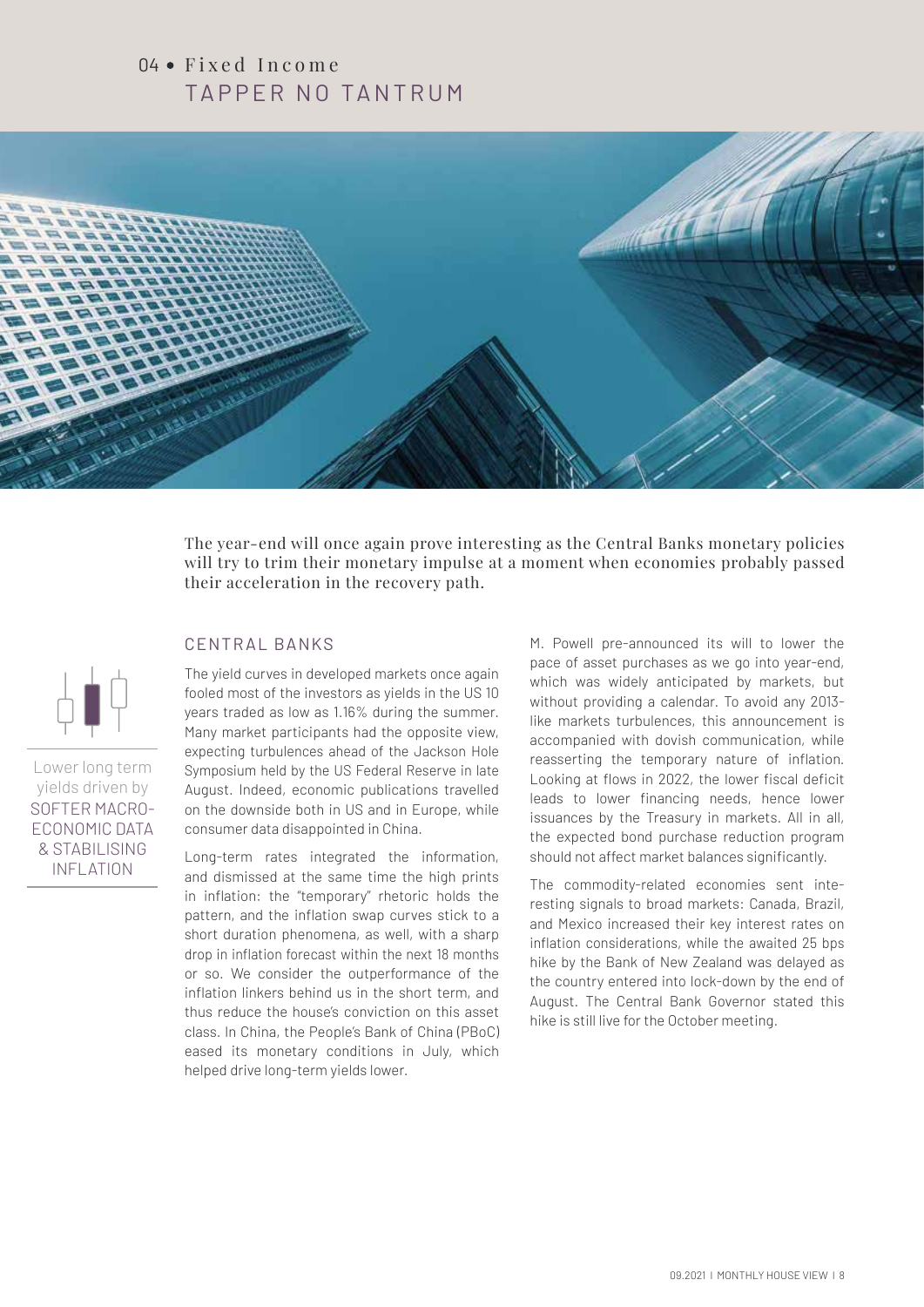# 04 • Fixed Income
## TAPPER NO TANTRUM

The year-end will once again prove interesting as the Central Banks monetary policies will try to trim their monetary impulse at a moment when economies probably passed their acceleration in the recovery path.

Lower long term yields driven by SOFTER MACRO-ECONOMIC DATA & STABILISING INFLATION

### CENTRAL BANKS

The yield curves in developed markets once again fooled most of the investors as yields in the US 10 years traded as low as 1.16% during the summer. Many market participants had the opposite view, expecting turbulences ahead of the Jackson Hole Symposium held by the US Federal Reserve in late August. Indeed, economic publications travelled on the downside both in US and in Europe, while consumer data disappointed in China.

Long-term rates integrated the information, and dismissed at the same time the high prints in inflation: the "temporary" rhetoric holds the pattern, and the inflation swap curves stick to a short duration phenomena, as well, with a sharp drop in inflation forecast within the next 18 months or so. We consider the outperformance of the inflation linkers behind us in the short term, and thus reduce the house's conviction on this asset class. In China, the People's Bank of China (PBoC) eased its monetary conditions in July, which helped drive long-term yields lower.

M. Powell pre-announced its will to lower the pace of asset purchases as we go into year-end, which was widely anticipated by markets, but without providing a calendar. To avoid any 2013-like markets turbulences, this announcement is accompanied with dovish communication, while reasserting the temporary nature of inflation. Looking at flows in 2022, the lower fiscal deficit leads to lower financing needs, hence lower issuances by the Treasury in markets. All in all, the expected bond purchase reduction program should not affect market balances significantly.

The commodity-related economies sent interesting signals to broad markets: Canada, Brazil, and Mexico increased their key interest rates on inflation considerations, while the awaited 25 bps hike by the Bank of New Zealand was delayed as the country entered into lock-down by the end of August. The Central Bank Governor stated this hike is still live for the October meeting.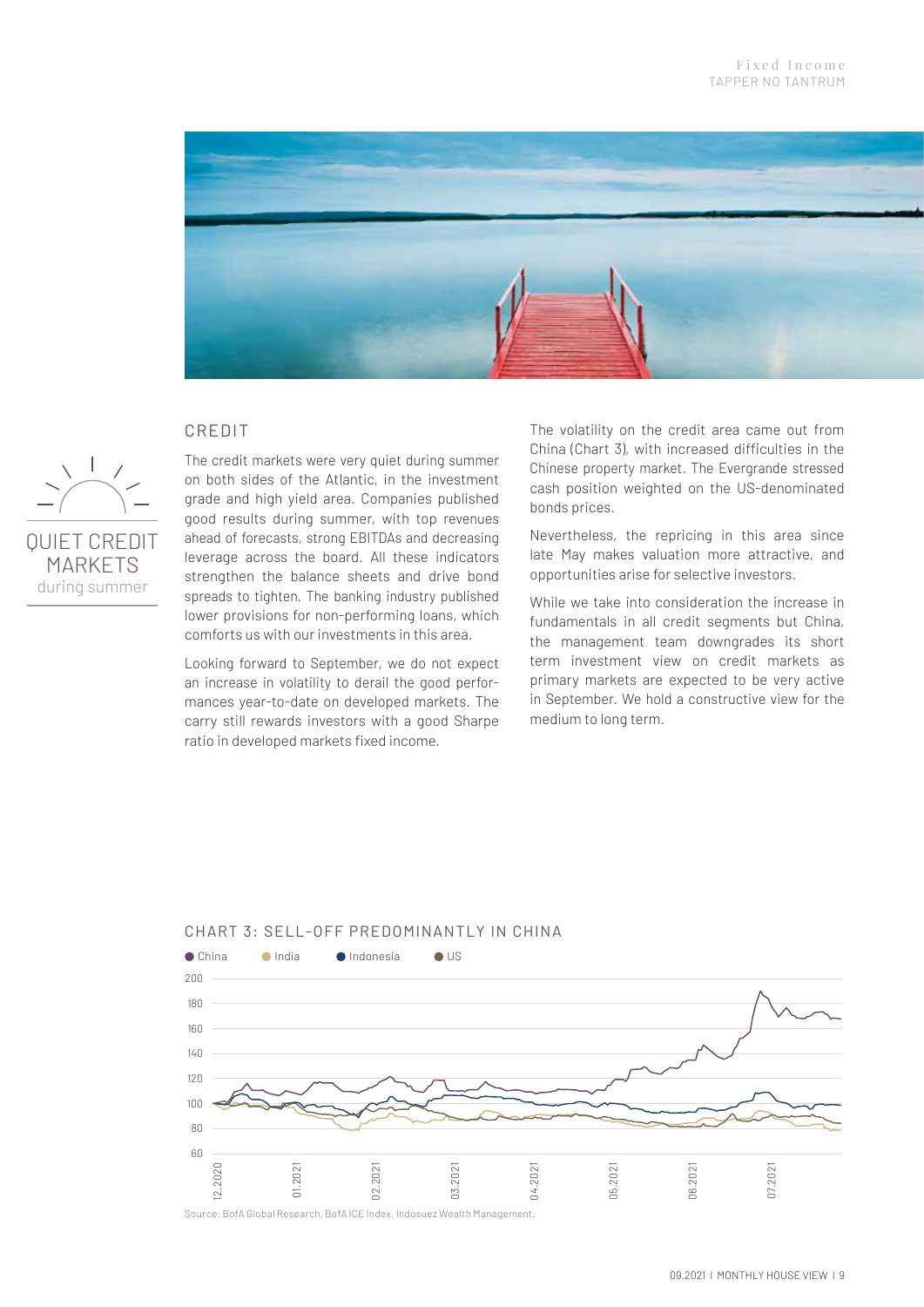## CREDIT

QUIET CREDIT MARKETS during summer

The credit markets were very quiet during summer on both sides of the Atlantic, in the investment grade and high yield area. Companies published good results during summer, with top revenues ahead of forecasts, strong EBITDAs and decreasing leverage across the board. All these indicators strengthen the balance sheets and drive bond spreads to tighten. The banking industry published lower provisions for non-performing loans, which comforts us with our investments in this area.

Looking forward to September, we do not expect an increase in volatility to derail the good performances year-to-date on developed markets. The carry still rewards investors with a good Sharpe ratio in developed markets fixed income.

The volatility on the credit area came out from China (Chart 3), with increased difficulties in the Chinese property market. The Evergrande stressed cash position weighted on the US-denominated bonds prices.

Nevertheless, the repricing in this area since late May makes valuation more attractive, and opportunities arise for selective investors.

While we take into consideration the increase in fundamentals in all credit segments but China, the management team downgrades its short term investment view on credit markets as primary markets are expected to be very active in September. We hold a constructive view for the medium to long term.

CHART 3: SELL-OFF PREDOMINANTLY IN CHINA

Source: BofA Global Research, BofA ICE Index, Indosuez Wealth Management.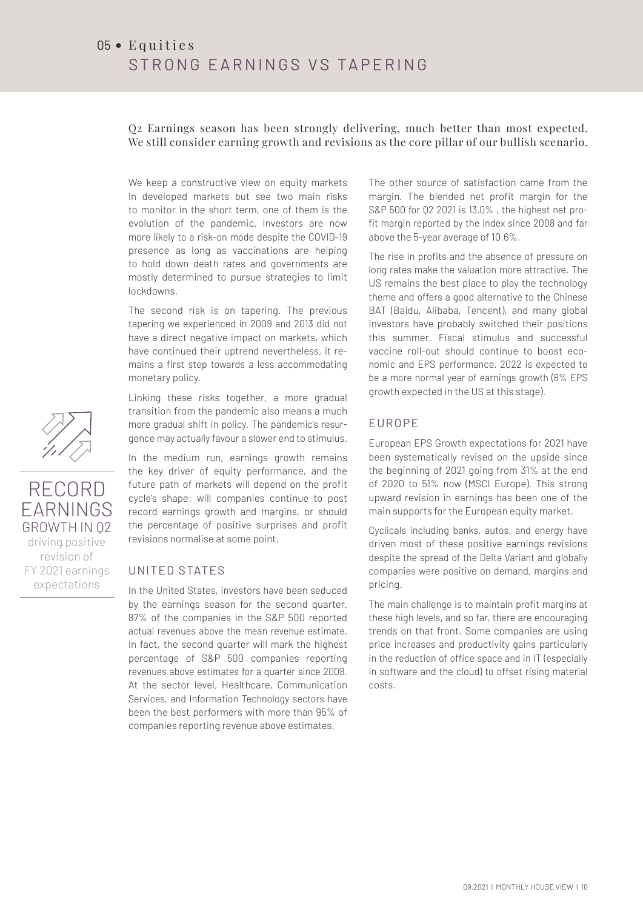# 05 • Equities

## STRONG EARNINGS VS TAPERING

Q2 Earnings season has been strongly delivering, much better than most expected. We still consider earning growth and revisions as the core pillar of our bullish scenario.

We keep a constructive view on equity markets in developed markets but see two main risks to monitor in the short term, one of them is the evolution of the pandemic. Investors are now more likely to a risk-on mode despite the COVID-19 presence as long as vaccinations are helping to hold down death rates and governments are mostly determined to pursue strategies to limit lockdowns.

The second risk is on tapering. The previous tapering we experienced in 2009 and 2013 did not have a direct negative impact on markets, which have continued their uptrend nevertheless, it remains a first step towards a less accommodating monetary policy.

Linking these risks together, a more gradual transition from the pandemic also means a much more gradual shift in policy. The pandemic's resurgence may actually favour a slower end to stimulus.

In the medium run, earnings growth remains the key driver of equity performance, and the future path of markets will depend on the profit cycle's shape: will companies continue to post record earnings growth and margins, or should the percentage of positive surprises and profit revisions normalise at some point.

**RECORD EARNINGS GROWTH IN Q2** driving positive revision of FY 2021 earnings expectations

### UNITED STATES

In the United States, investors have been seduced by the earnings season for the second quarter. 87% of the companies in the S&P 500 reported actual revenues above the mean revenue estimate. In fact, the second quarter will mark the highest percentage of S&P 500 companies reporting revenues above estimates for a quarter since 2008. At the sector level, Healthcare, Communication Services, and Information Technology sectors have been the best performers with more than 95% of companies reporting revenue above estimates.

The other source of satisfaction came from the margin. The blended net profit margin for the S&P 500 for Q2 2021 is 13.0% , the highest net profit margin reported by the index since 2008 and far above the 5-year average of 10.6%.

The rise in profits and the absence of pressure on long rates make the valuation more attractive. The US remains the best place to play the technology theme and offers a good alternative to the Chinese BAT (Baidu, Alibaba, Tencent), and many global investors have probably switched their positions this summer. Fiscal stimulus and successful vaccine roll-out should continue to boost economic and EPS performance. 2022 is expected to be a more normal year of earnings growth (8% EPS growth expected in the US at this stage).

### EUROPE

European EPS Growth expectations for 2021 have been systematically revised on the upside since the beginning of 2021 going from 31% at the end of 2020 to 51% now (MSCI Europe). This strong upward revision in earnings has been one of the main supports for the European equity market.

Cyclicals including banks, autos, and energy have driven most of these positive earnings revisions despite the spread of the Delta Variant and globally companies were positive on demand, margins and pricing.

The main challenge is to maintain profit margins at these high levels, and so far, there are encouraging trends on that front. Some companies are using price increases and productivity gains particularly in the reduction of office space and in IT (especially in software and the cloud) to offset rising material costs.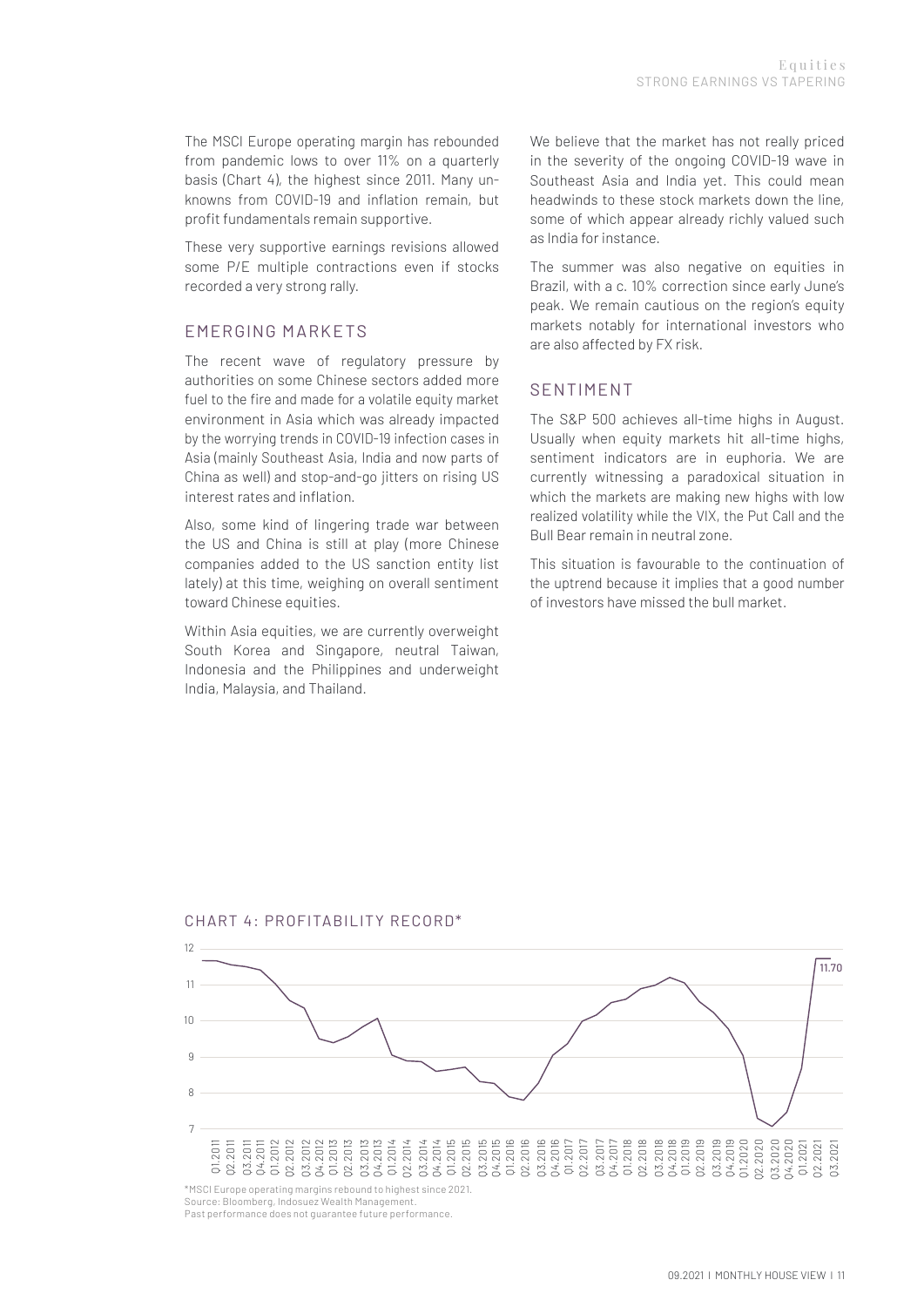The MSCI Europe operating margin has rebounded from pandemic lows to over 11% on a quarterly basis (Chart 4), the highest since 2011. Many unknowns from COVID-19 and inflation remain, but profit fundamentals remain supportive.

These very supportive earnings revisions allowed some P/E multiple contractions even if stocks recorded a very strong rally.

## EMERGING MARKETS

The recent wave of regulatory pressure by authorities on some Chinese sectors added more fuel to the fire and made for a volatile equity market environment in Asia which was already impacted by the worrying trends in COVID-19 infection cases in Asia (mainly Southeast Asia, India and now parts of China as well) and stop-and-go jitters on rising US interest rates and inflation.

Also, some kind of lingering trade war between the US and China is still at play (more Chinese companies added to the US sanction entity list lately) at this time, weighing on overall sentiment toward Chinese equities.

Within Asia equities, we are currently overweight South Korea and Singapore, neutral Taiwan, Indonesia and the Philippines and underweight India, Malaysia, and Thailand.

We believe that the market has not really priced in the severity of the ongoing COVID-19 wave in Southeast Asia and India yet. This could mean headwinds to these stock markets down the line, some of which appear already richly valued such as India for instance.

The summer was also negative on equities in Brazil, with a c. 10% correction since early June's peak. We remain cautious on the region's equity markets notably for international investors who are also affected by FX risk.

## SENTIMENT

The S&P 500 achieves all-time highs in August. Usually when equity markets hit all-time highs, sentiment indicators are in euphoria. We are currently witnessing a paradoxical situation in which the markets are making new highs with low realized volatility while the VIX, the Put Call and the Bull Bear remain in neutral zone.

This situation is favourable to the continuation of the uptrend because it implies that a good number of investors have missed the bull market.

### CHART 4: PROFITABILITY RECORD*

*MSCI Europe operating margins rebound to highest since 2021.
Source: Bloomberg, Indosuez Wealth Management.
Past performance does not guarantee future performance.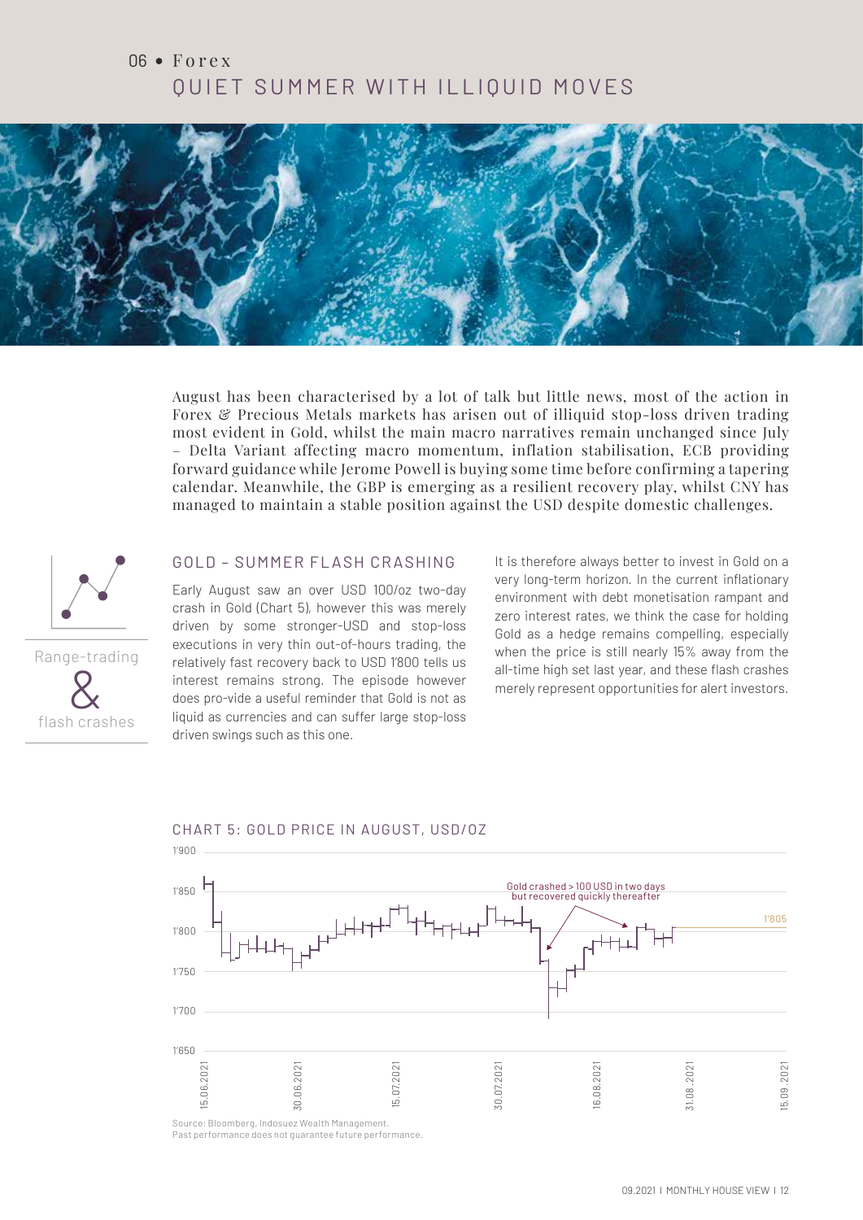06 • Forex

# QUIET SUMMER WITH ILLIQUID MOVES

August has been characterised by a lot of talk but little news, most of the action in Forex & Precious Metals markets has arisen out of illiquid stop-loss driven trading most evident in Gold, whilst the main macro narratives remain unchanged since July – Delta Variant affecting macro momentum, inflation stabilisation, ECB providing forward guidance while Jerome Powell is buying some time before confirming a tapering calendar. Meanwhile, the GBP is emerging as a resilient recovery play, whilst CNY has managed to maintain a stable position against the USD despite domestic challenges.

Range-trading & flash crashes

## GOLD – SUMMER FLASH CRASHING

Early August saw an over USD 100/oz two-day crash in Gold (Chart 5), however this was merely driven by some stronger-USD and stop-loss executions in very thin out-of-hours trading, the relatively fast recovery back to USD 1'800 tells us interest remains strong. The episode however does pro-vide a useful reminder that Gold is not as liquid as currencies and can suffer large stop-loss driven swings such as this one.

It is therefore always better to invest in Gold on a very long-term horizon. In the current inflationary environment with debt monetisation rampant and zero interest rates, we think the case for holding Gold as a hedge remains compelling, especially when the price is still nearly 15% away from the all-time high set last year, and these flash crashes merely represent opportunities for alert investors.

CHART 5: GOLD PRICE IN AUGUST, USD/OZ

Source: Bloomberg, Indosuez Wealth Management.
Past performance does not guarantee future performance.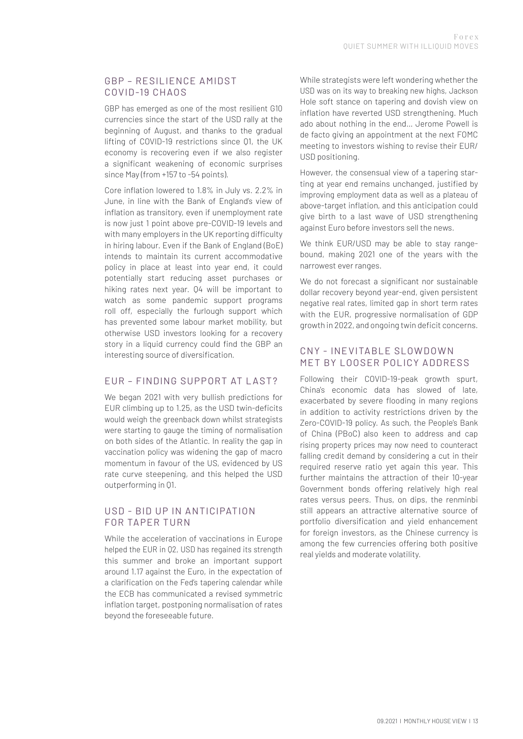## GBP – RESILIENCE AMIDST COVID-19 CHAOS

GBP has emerged as one of the most resilient G10 currencies since the start of the USD rally at the beginning of August, and thanks to the gradual lifting of COVID-19 restrictions since Q1, the UK economy is recovering even if we also register a significant weakening of economic surprises since May (from +157 to -54 points).

Core inflation lowered to 1.8% in July vs. 2.2% in June, in line with the Bank of England's view of inflation as transitory, even if unemployment rate is now just 1 point above pre-COVID-19 levels and with many employers in the UK reporting difficulty in hiring labour. Even if the Bank of England (BoE) intends to maintain its current accommodative policy in place at least into year end, it could potentially start reducing asset purchases or hiking rates next year. Q4 will be important to watch as some pandemic support programs roll off, especially the furlough support which has prevented some labour market mobility, but otherwise USD investors looking for a recovery story in a liquid currency could find the GBP an interesting source of diversification.

## EUR – FINDING SUPPORT AT LAST?

We began 2021 with very bullish predictions for EUR climbing up to 1.25, as the USD twin-deficits would weigh the greenback down whilst strategists were starting to gauge the timing of normalisation on both sides of the Atlantic. In reality the gap in vaccination policy was widening the gap of macro momentum in favour of the US, evidenced by US rate curve steepening, and this helped the USD outperforming in Q1.

## USD - BID UP IN ANTICIPATION FOR TAPER TURN

While the acceleration of vaccinations in Europe helped the EUR in Q2, USD has regained its strength this summer and broke an important support around 1.17 against the Euro, in the expectation of a clarification on the Fed's tapering calendar while the ECB has communicated a revised symmetric inflation target, postponing normalisation of rates beyond the foreseeable future.

While strategists were left wondering whether the USD was on its way to breaking new highs, Jackson Hole soft stance on tapering and dovish view on inflation have reverted USD strengthening. Much ado about nothing in the end… Jerome Powell is de facto giving an appointment at the next FOMC meeting to investors wishing to revise their EUR/USD positioning.

However, the consensual view of a tapering starting at year end remains unchanged, justified by improving employment data as well as a plateau of above-target inflation, and this anticipation could give birth to a last wave of USD strengthening against Euro before investors sell the news.

We think EUR/USD may be able to stay range-bound, making 2021 one of the years with the narrowest ever ranges.

We do not forecast a significant nor sustainable dollar recovery beyond year-end, given persistent negative real rates, limited gap in short term rates with the EUR, progressive normalisation of GDP growth in 2022, and ongoing twin deficit concerns.

## CNY - INEVITABLE SLOWDOWN MET BY LOOSER POLICY ADDRESS

Following their COVID-19-peak growth spurt, China's economic data has slowed of late, exacerbated by severe flooding in many regions in addition to activity restrictions driven by the Zero-COVID-19 policy. As such, the People's Bank of China (PBoC) also keen to address and cap rising property prices may now need to counteract falling credit demand by considering a cut in their required reserve ratio yet again this year. This further maintains the attraction of their 10-year Government bonds offering relatively high real rates versus peers. Thus, on dips, the renminbi still appears an attractive alternative source of portfolio diversification and yield enhancement for foreign investors, as the Chinese currency is among the few currencies offering both positive real yields and moderate volatility.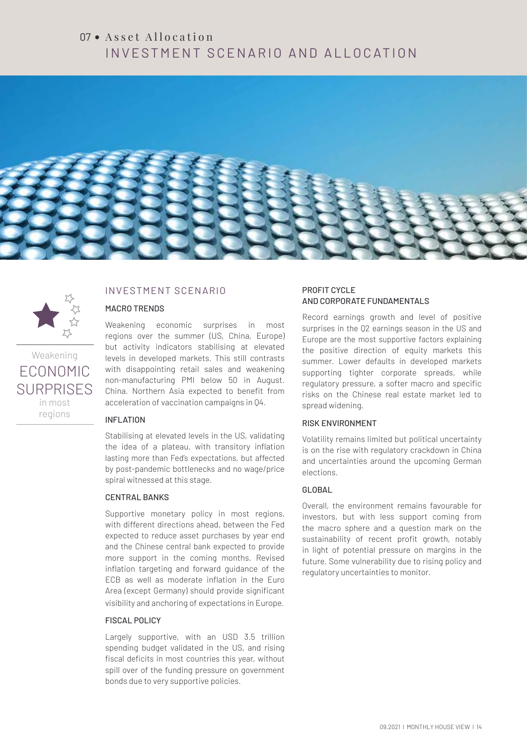# 07 • Asset Allocation

## INVESTMENT SCENARIO AND ALLOCATION

Weakening
ECONOMIC SURPRISES
in most regions

## INVESTMENT SCENARIO

### MACRO TRENDS

Weakening economic surprises in most regions over the summer (US, China, Europe) but activity indicators stabilising at elevated levels in developed markets. This still contrasts with disappointing retail sales and weakening non-manufacturing PMI below 50 in August. China. Northern Asia expected to benefit from acceleration of vaccination campaigns in Q4.

### INFLATION

Stabilising at elevated levels in the US, validating the idea of a plateau, with transitory inflation lasting more than Fed's expectations, but affected by post-pandemic bottlenecks and no wage/price spiral witnessed at this stage.

### CENTRAL BANKS

Supportive monetary policy in most regions, with different directions ahead, between the Fed expected to reduce asset purchases by year end and the Chinese central bank expected to provide more support in the coming months. Revised inflation targeting and forward guidance of the ECB as well as moderate inflation in the Euro Area (except Germany) should provide significant visibility and anchoring of expectations in Europe.

### FISCAL POLICY

Largely supportive, with an USD 3.5 trillion spending budget validated in the US, and rising fiscal deficits in most countries this year, without spill over of the funding pressure on government bonds due to very supportive policies.

### PROFIT CYCLE AND CORPORATE FUNDAMENTALS

Record earnings growth and level of positive surprises in the Q2 earnings season in the US and Europe are the most supportive factors explaining the positive direction of equity markets this summer. Lower defaults in developed markets supporting tighter corporate spreads, while regulatory pressure, a softer macro and specific risks on the Chinese real estate market led to spread widening.

### RISK ENVIRONMENT

Volatility remains limited but political uncertainty is on the rise with regulatory crackdown in China and uncertainties around the upcoming German elections.

### GLOBAL

Overall, the environment remains favourable for investors, but with less support coming from the macro sphere and a question mark on the sustainability of recent profit growth, notably in light of potential pressure on margins in the future. Some vulnerability due to rising policy and regulatory uncertainties to monitor.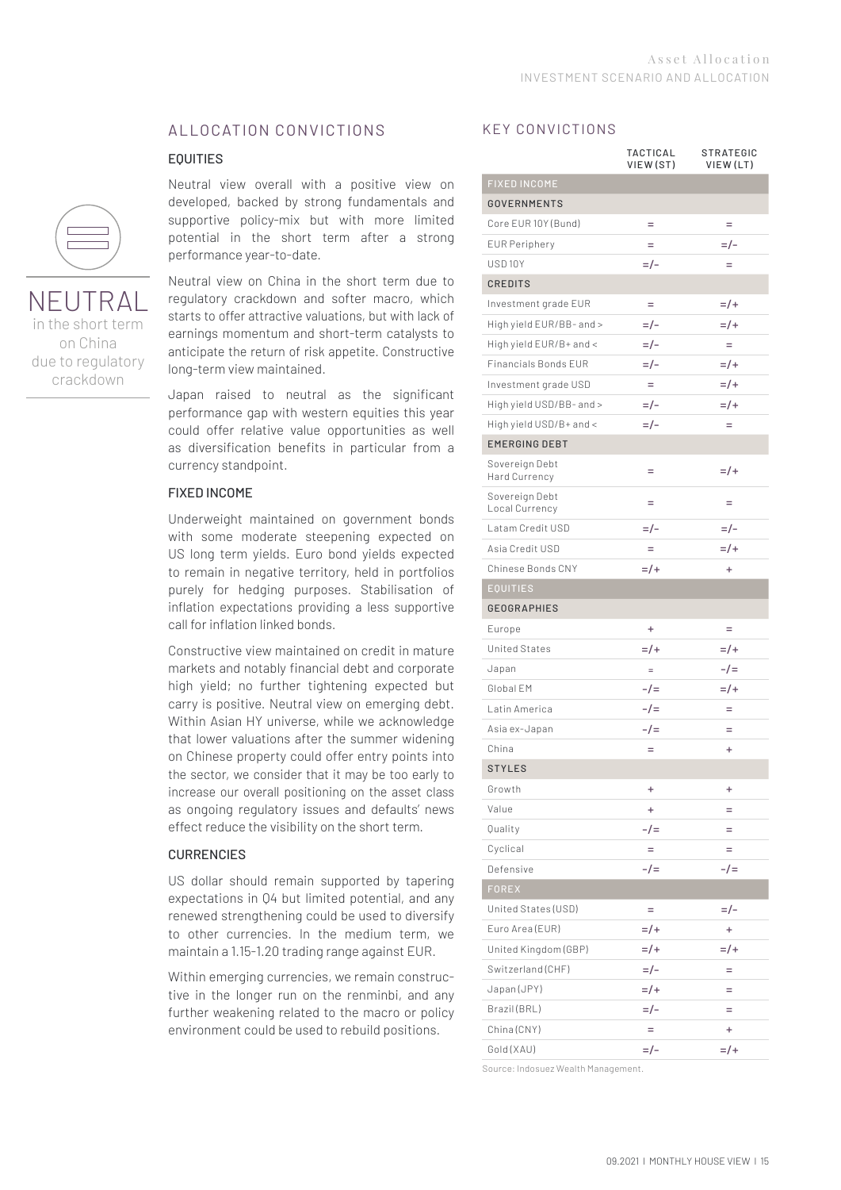## ALLOCATION CONVICTIONS

### EQUITIES

Neutral view overall with a positive view on developed, backed by strong fundamentals and supportive policy-mix but with more limited potential in the short term after a strong performance year-to-date.

NEUTRAL in the short term on China due to regulatory crackdown

Neutral view on China in the short term due to regulatory crackdown and softer macro, which starts to offer attractive valuations, but with lack of earnings momentum and short-term catalysts to anticipate the return of risk appetite. Constructive long-term view maintained.

Japan raised to neutral as the significant performance gap with western equities this year could offer relative value opportunities as well as diversification benefits in particular from a currency standpoint.

### FIXED INCOME

Underweight maintained on government bonds with some moderate steepening expected on US long term yields. Euro bond yields expected to remain in negative territory, held in portfolios purely for hedging purposes. Stabilisation of inflation expectations providing a less supportive call for inflation linked bonds.

Constructive view maintained on credit in mature markets and notably financial debt and corporate high yield; no further tightening expected but carry is positive. Neutral view on emerging debt. Within Asian HY universe, while we acknowledge that lower valuations after the summer widening on Chinese property could offer entry points into the sector, we consider that it may be too early to increase our overall positioning on the asset class as ongoing regulatory issues and defaults' news effect reduce the visibility on the short term.

### CURRENCIES

US dollar should remain supported by tapering expectations in Q4 but limited potential, and any renewed strengthening could be used to diversify to other currencies. In the medium term, we maintain a 1.15-1.20 trading range against EUR.

Within emerging currencies, we remain constructive in the longer run on the renminbi, and any further weakening related to the macro or policy environment could be used to rebuild positions.

## KEY CONVICTIONS

| | TACTICAL VIEW (ST) | STRATEGIC VIEW (LT) |
|---|---|---|
| **FIXED INCOME** | | |
| **GOVERNMENTS** | | |
| Core EUR 10Y (Bund) | = | = |
| EUR Periphery | = | =/- |
| USD 10Y | =/- | = |
| **CREDITS** | | |
| Investment grade EUR | = | =/+ |
| High yield EUR/BB- and > | =/- | =/+ |
| High yield EUR/B+ and < | =/- | = |
| Financials Bonds EUR | =/- | =/+ |
| Investment grade USD | = | =/+ |
| High yield USD/BB- and > | =/- | =/+ |
| High yield USD/B+ and < | =/- | = |
| **EMERGING DEBT** | | |
| Sovereign Debt Hard Currency | = | =/+ |
| Sovereign Debt Local Currency | = | = |
| Latam Credit USD | =/- | =/- |
| Asia Credit USD | = | =/+ |
| Chinese Bonds CNY | =/+ | + |
| **EQUITIES** | | |
| **GEOGRAPHIES** | | |
| Europe | + | = |
| United States | =/+ | =/+ |
| Japan | = | -/= |
| Global EM | -/= | =/+ |
| Latin America | -/= | = |
| Asia ex-Japan | -/= | = |
| China | = | + |
| **STYLES** | | |
| Growth | + | + |
| Value | + | = |
| Quality | -/= | = |
| Cyclical | = | = |
| Defensive | -/= | -/= |
| **FOREX** | | |
| United States (USD) | = | =/- |
| Euro Area (EUR) | =/+ | + |
| United Kingdom (GBP) | =/+ | =/+ |
| Switzerland (CHF) | =/- | = |
| Japan (JPY) | =/+ | = |
| Brazil (BRL) | =/- | = |
| China (CNY) | = | + |
| Gold (XAU) | =/- | =/+ |

Source: Indosuez Wealth Management.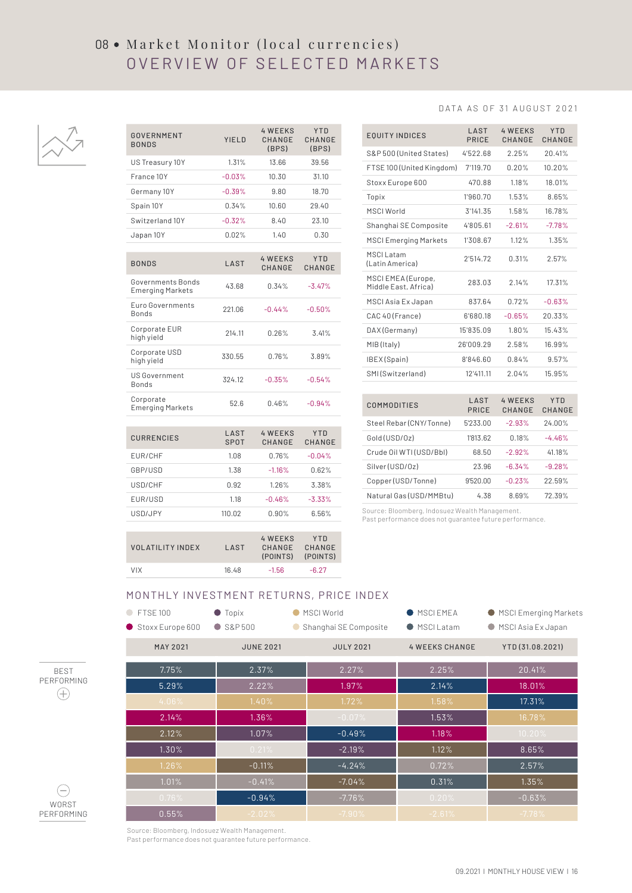# 08 • Market Monitor (local currencies)

## OVERVIEW OF SELECTED MARKETS

DATA AS OF 31 AUGUST 2021

| GOVERNMENT BONDS | YIELD | 4 WEEKS CHANGE (BPS) | YTD CHANGE (BPS) |
|---|---|---|---|
| US Treasury 10Y | 1.31% | 13.66 | 39.56 |
| France 10Y | -0.03% | 10.30 | 31.10 |
| Germany 10Y | -0.39% | 9.80 | 18.70 |
| Spain 10Y | 0.34% | 10.60 | 29.40 |
| Switzerland 10Y | -0.32% | 8.40 | 23.10 |
| Japan 10Y | 0.02% | 1.40 | 0.30 |

| BONDS | LAST | 4 WEEKS CHANGE | YTD CHANGE |
|---|---|---|---|
| Governments Bonds Emerging Markets | 43.68 | 0.34% | -3.47% |
| Euro Governments Bonds | 221.06 | -0.44% | -0.50% |
| Corporate EUR high yield | 214.11 | 0.26% | 3.41% |
| Corporate USD high yield | 330.55 | 0.76% | 3.89% |
| US Government Bonds | 324.12 | -0.35% | -0.54% |
| Corporate Emerging Markets | 52.6 | 0.46% | -0.94% |

| CURRENCIES | LAST SPOT | 4 WEEKS CHANGE | YTD CHANGE |
|---|---|---|---|
| EUR/CHF | 1.08 | 0.76% | -0.04% |
| GBP/USD | 1.38 | -1.16% | 0.62% |
| USD/CHF | 0.92 | 1.26% | 3.38% |
| EUR/USD | 1.18 | -0.46% | -3.33% |
| USD/JPY | 110.02 | 0.90% | 6.56% |

| VOLATILITY INDEX | LAST | 4 WEEKS CHANGE (POINTS) | YTD CHANGE (POINTS) |
|---|---|---|---|
| VIX | 16.48 | -1.56 | -6.27 |

| EQUITY INDICES | LAST PRICE | 4 WEEKS CHANGE | YTD CHANGE |
|---|---|---|---|
| S&P 500 (United States) | 4'522.68 | 2.25% | 20.41% |
| FTSE 100 (United Kingdom) | 7'119.70 | 0.20% | 10.20% |
| Stoxx Europe 600 | 470.88 | 1.18% | 18.01% |
| Topix | 1'960.70 | 1.53% | 8.65% |
| MSCI World | 3'141.35 | 1.58% | 16.78% |
| Shanghai SE Composite | 4'805.61 | -2.61% | -7.78% |
| MSCI Emerging Markets | 1'308.67 | 1.12% | 1.35% |
| MSCI Latam (Latin America) | 2'514.72 | 0.31% | 2.57% |
| MSCI EMEA (Europe, Middle East, Africa) | 283.03 | 2.14% | 17.31% |
| MSCI Asia Ex Japan | 837.64 | 0.72% | -0.63% |
| CAC 40 (France) | 6'680.18 | -0.65% | 20.33% |
| DAX (Germany) | 15'835.09 | 1.80% | 15.43% |
| MIB (Italy) | 26'009.29 | 2.58% | 16.99% |
| IBEX (Spain) | 8'846.60 | 0.84% | 9.57% |
| SMI (Switzerland) | 12'411.11 | 2.04% | 15.95% |

| COMMODITIES | LAST PRICE | 4 WEEKS CHANGE | YTD CHANGE |
|---|---|---|---|
| Steel Rebar (CNY/Tonne) | 5'233.00 | -2.93% | 24.00% |
| Gold (USD/Oz) | 1'813.62 | 0.18% | -4.46% |
| Crude Oil WTI (USD/Bbl) | 68.50 | -2.92% | 41.18% |
| Silver (USD/Oz) | 23.96 | -6.34% | -9.28% |
| Copper (USD/Tonne) | 9'520.00 | -0.23% | 22.59% |
| Natural Gas (USD/MMBtu) | 4.38 | 8.69% | 72.39% |

Source: Bloomberg, Indosuez Wealth Management.
Past performance does not guarantee future performance.

## MONTHLY INVESTMENT RETURNS, PRICE INDEX

Legend: FTSE 100, Topix, MSCI World, MSCI EMEA, MSCI Emerging Markets, Stoxx Europe 600, S&P 500, Shanghai SE Composite, MSCI Latam, MSCI Asia Ex Japan

| | MAY 2021 | JUNE 2021 | JULY 2021 | 4 WEEKS CHANGE | YTD (31.08.2021) |
|---|---|---|---|---|---|
| BEST PERFORMING | 7.75% | 2.37% | 2.27% | 2.25% | 20.41% |
| | 5.29% | 2.22% | 1.97% | 2.14% | 18.01% |
| | 4.06% | 1.40% | 1.72% | 1.58% | 17.31% |
| | 2.14% | 1.36% | -0.07% | 1.53% | 16.78% |
| | 2.12% | 1.07% | -0.49% | 1.18% | 10.20% |
| | 1.30% | 0.21% | -2.19% | 1.12% | 8.65% |
| | 1.26% | -0.11% | -4.24% | 0.72% | 2.57% |
| | 1.01% | -0.41% | -7.04% | 0.31% | 1.35% |
| | 0.76% | -0.94% | -7.76% | 0.20% | -0.63% |
| WORST PERFORMING | 0.55% | -2.02% | -7.90% | -2.61% | -7.78% |

Source: Bloomberg, Indosuez Wealth Management.
Past performance does not guarantee future performance.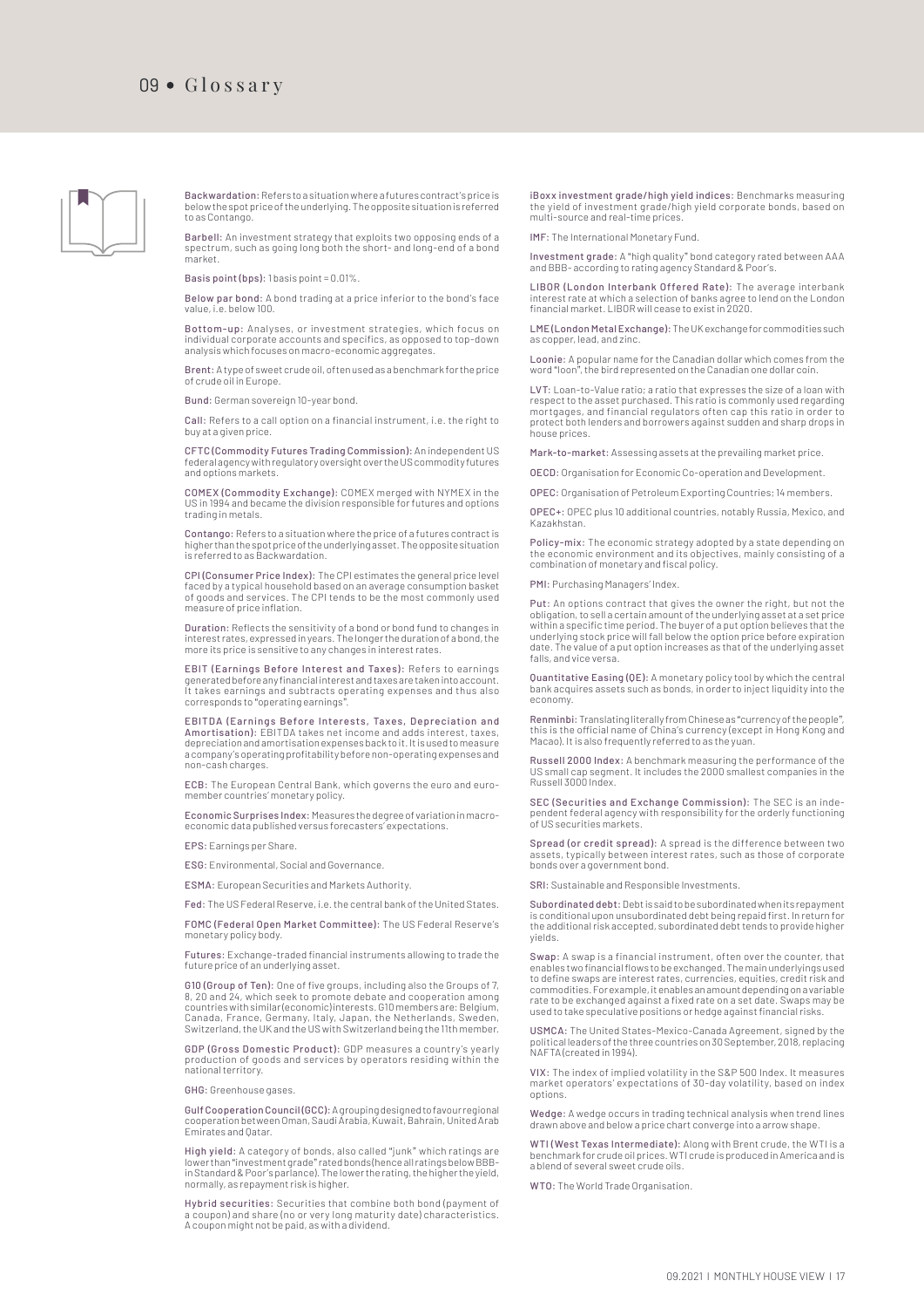# 09 • Glossary

**Backwardation:** Refers to a situation where a futures contract's price is below the spot price of the underlying. The opposite situation is referred to as Contango.

**Barbell:** An investment strategy that exploits two opposing ends of a spectrum, such as going long both the short- and long-end of a bond market.

**Basis point (bps):** 1 basis point = 0.01%.

**Below par bond:** A bond trading at a price inferior to the bond's face value, i.e. below 100.

**Bottom-up:** Analyses, or investment strategies, which focus on individual corporate accounts and specifics, as opposed to top-down analysis which focuses on macro-economic aggregates.

**Brent:** A type of sweet crude oil, often used as a benchmark for the price of crude oil in Europe.

**Bund:** German sovereign 10-year bond.

**Call:** Refers to a call option on a financial instrument, i.e. the right to buy at a given price.

**CFTC (Commodity Futures Trading Commission):** An independent US federal agency with regulatory oversight over the US commodity futures and options markets.

**COMEX (Commodity Exchange):** COMEX merged with NYMEX in the US in 1994 and became the division responsible for futures and options trading in metals.

**Contango:** Refers to a situation where the price of a futures contract is higher than the spot price of the underlying asset. The opposite situation is referred to as Backwardation.

**CPI (Consumer Price Index):** The CPI estimates the general price level faced by a typical household based on an average consumption basket of goods and services. The CPI tends to be the most commonly used measure of price inflation.

**Duration:** Reflects the sensitivity of a bond or bond fund to changes in interest rates, expressed in years. The longer the duration of a bond, the more its price is sensitive to any changes in interest rates.

**EBIT (Earnings Before Interest and Taxes):** Refers to earnings generated before any financial interest and taxes are taken into account. It takes earnings and subtracts operating expenses and thus also corresponds to "operating earnings".

**EBITDA (Earnings Before Interests, Taxes, Depreciation and Amortisation):** EBITDA takes net income and adds interest, taxes, depreciation and amortisation expenses back to it. It is used to measure a company's operating profitability before non-operating expenses and non-cash charges.

**ECB:** The European Central Bank, which governs the euro and euro-member countries' monetary policy.

**Economic Surprises Index:** Measures the degree of variation in macro-economic data published versus forecasters' expectations.

**EPS:** Earnings per Share.

**ESG:** Environmental, Social and Governance.

**ESMA:** European Securities and Markets Authority.

**Fed:** The US Federal Reserve, i.e. the central bank of the United States.

**FOMC (Federal Open Market Committee):** The US Federal Reserve's monetary policy body.

**Futures:** Exchange-traded financial instruments allowing to trade the future price of an underlying asset.

**G10 (Group of Ten):** One of five groups, including also the Groups of 7, 8, 20 and 24, which seek to promote debate and cooperation among countries with similar (economic) interests. G10 members are: Belgium, Canada, France, Germany, Italy, Japan, the Netherlands, Sweden, Switzerland, the UK and the US with Switzerland being the 11th member.

**GDP (Gross Domestic Product):** GDP measures a country's yearly production of goods and services by operators residing within the national territory.

**GHG:** Greenhouse gases.

**Gulf Cooperation Council (GCC):** A grouping designed to favour regional cooperation between Oman, Saudi Arabia, Kuwait, Bahrain, United Arab Emirates and Qatar.

**High yield:** A category of bonds, also called "junk" which ratings are lower than "investment grade" rated bonds (hence all ratings below BBB- in Standard & Poor's parlance). The lower the rating, the higher the yield, normally, as repayment risk is higher.

**Hybrid securities:** Securities that combine both bond (payment of a coupon) and share (no or very long maturity date) characteristics. A coupon might not be paid, as with a dividend.

**iBoxx investment grade/high yield indices:** Benchmarks measuring the yield of investment grade/high yield corporate bonds, based on multi-source and real-time prices.

**IMF:** The International Monetary Fund.

**Investment grade:** A "high quality" bond category rated between AAA and BBB- according to rating agency Standard & Poor's.

**LIBOR (London Interbank Offered Rate):** The average interbank interest rate at which a selection of banks agree to lend on the London financial market. LIBOR will cease to exist in 2020.

**LME (London Metal Exchange):** The UK exchange for commodities such as copper, lead, and zinc.

**Loonie:** A popular name for the Canadian dollar which comes from the word "loon", the bird represented on the Canadian one dollar coin.

**LVT:** Loan-to-Value ratio; a ratio that expresses the size of a loan with respect to the asset purchased. This ratio is commonly used regarding mortgages, and financial regulators often cap this ratio in order to protect both lenders and borrowers against sudden and sharp drops in house prices.

**Mark-to-market:** Assessing assets at the prevailing market price.

**OECD:** Organisation for Economic Co-operation and Development.

**OPEC:** Organisation of Petroleum Exporting Countries; 14 members.

**OPEC+:** OPEC plus 10 additional countries, notably Russia, Mexico, and Kazakhstan.

**Policy-mix:** The economic strategy adopted by a state depending on the economic environment and its objectives, mainly consisting of a combination of monetary and fiscal policy.

**PMI:** Purchasing Managers' Index.

**Put:** An options contract that gives the owner the right, but not the obligation, to sell a certain amount of the underlying asset at a set price within a specific time period. The buyer of a put option believes that the underlying stock price will fall below the option price before expiration date. The value of a put option increases as that of the underlying asset falls, and vice versa.

**Quantitative Easing (QE):** A monetary policy tool by which the central bank acquires assets such as bonds, in order to inject liquidity into the economy.

**Renminbi:** Translating literally from Chinese as "currency of the people", this is the official name of China's currency (except in Hong Kong and Macao). It is also frequently referred to as the yuan.

**Russell 2000 Index:** A benchmark measuring the performance of the US small cap segment. It includes the 2000 smallest companies in the Russell 3000 Index.

**SEC (Securities and Exchange Commission):** The SEC is an independent federal agency with responsibility for the orderly functioning of US securities markets.

**Spread (or credit spread):** A spread is the difference between two assets, typically between interest rates, such as those of corporate bonds over a government bond.

**SRI:** Sustainable and Responsible Investments.

**Subordinated debt:** Debt is said to be subordinated when its repayment is conditional upon unsubordinated debt being repaid first. In return for the additional risk accepted, subordinated debt tends to provide higher yields.

**Swap:** A swap is a financial instrument, often over the counter, that enables two financial flows to be exchanged. The main underlyings used to define swaps are interest rates, currencies, equities, credit risk and commodities. For example, it enables an amount depending on a variable rate to be exchanged against a fixed rate on a set date. Swaps may be used to take speculative positions or hedge against financial risks.

**USMCA:** The United States-Mexico-Canada Agreement, signed by the political leaders of the three countries on 30 September, 2018, replacing NAFTA (created in 1994).

**VIX:** The index of implied volatility in the S&P 500 Index. It measures market operators' expectations of 30-day volatility, based on index options.

**Wedge:** A wedge occurs in trading technical analysis when trend lines drawn above and below a price chart converge into a arrow shape.

**WTI (West Texas Intermediate):** Along with Brent crude, the WTI is a benchmark for crude oil prices. WTI crude is produced in America and is a blend of several sweet crude oils.

**WTO:** The World Trade Organisation.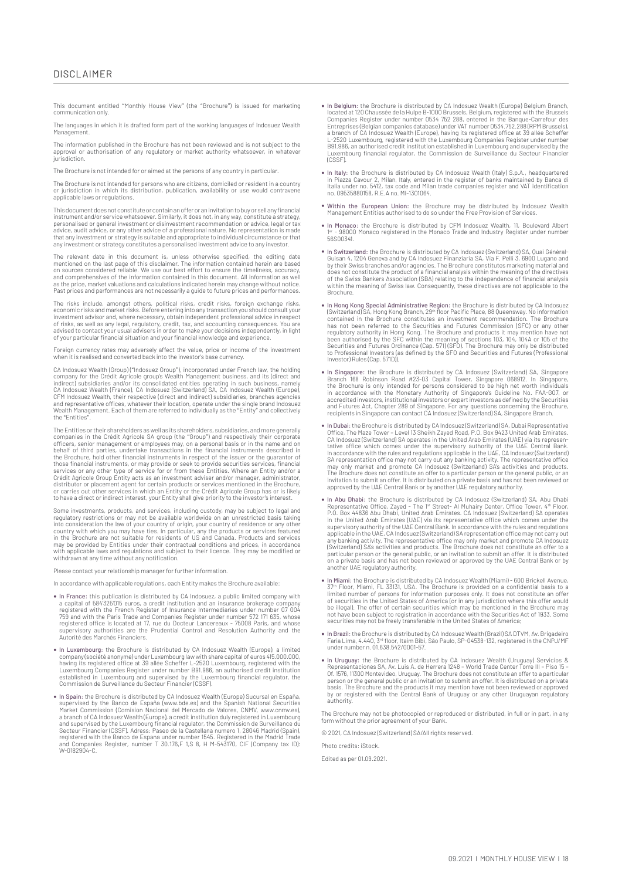# DISCLAIMER

This document entitled "Monthly House View" (the "Brochure") is issued for marketing communication only.

The languages in which it is drafted form part of the working languages of Indosuez Wealth Management.

The information published in the Brochure has not been reviewed and is not subject to the approval or authorisation of any regulatory or market authority whatsoever, in whatever jurisdiction.

The Brochure is not intended for or aimed at the persons of any country in particular.

The Brochure is not intended for persons who are citizens, domiciled or resident in a country or jurisdiction in which its distribution, publication, availability or use would contravene applicable laws or regulations.

This document does not constitute or contain an offer or an invitation to buy or sell any financial instrument and/or service whatsoever. Similarly, it does not, in any way, constitute a strategy, personalised or general investment or disinvestment recommendation or advice, legal or tax advice, audit advice, or any other advice of a professional nature. No representation is made that any investment or strategy is suitable and appropriate to individual circumstance or that any investment or strategy constitutes a personalised investment advice to any investor.

The relevant date in this document is, unless otherwise specified, the editing date mentioned on the last page of this disclaimer. The information contained herein are based on sources considered reliable. We use our best effort to ensure the timeliness, accuracy, and comprehensives of the information contained in this document. All information as well as the price, market valuations and calculations indicated herein may change without notice. Past prices and performances are not necessarily a guide to future prices and performances.

The risks include, amongst others, political risks, credit risks, foreign exchange risks, economic risks and market risks. Before entering into any transaction you should consult your investment advisor and, where necessary, obtain independent professional advice in respect of risks, as well as any legal, regulatory, credit, tax, and accounting consequences. You are advised to contact your usual advisers in order to make your decisions independently, in light of your particular financial situation and your financial knowledge and experience.

Foreign currency rates may adversely affect the value, price or income of the investment when it is realised and converted back into the investor's base currency.

CA Indosuez Wealth (Group) ("Indosuez Group"), incorporated under French law, the holding company for the Crédit Agricole group's Wealth Management business, and its (direct and indirect) subsidiaries and/or its consolidated entities operating in such business, namely CA Indosuez Wealth (France), CA Indosuez (Switzerland) SA, CA Indosuez Wealth (Europe), CFM Indosuez Wealth, their respective (direct and indirect) subsidiaries, branches agencies and representative offices, whatever their location, operate under the single brand Indosuez Wealth Management. Each of them are referred to individually as the "Entity" and collectively the "Entities".

The Entities or their shareholders as well as its shareholders, subsidiaries, and more generally companies in the Crédit Agricole SA group (the "Group") and respectively their corporate officers, senior management or employees may, on a personal basis or in the name and on behalf of third parties, undertake transactions in the financial instruments described in the Brochure, hold other financial instruments in respect of the issuer or the guarantor of those financial instruments, or may provide or seek to provide securities services, financial services or any other type of service for or from these Entities. Where an Entity and/or a Crédit Agricole Group Entity acts as an investment adviser and/or manager, administrator, distributor or placement agent for certain products or services mentioned in the Brochure, or carries out other services in which an Entity or the Crédit Agricole Group has or is likely to have a direct or indirect interest, your Entity shall give priority to the investor's interest.

Some investments, products, and services, including custody, may be subject to legal and regulatory restrictions or may not be available worldwide on an unrestricted basis taking into consideration the law of your country of origin, your country of residence or any other country with which you may have ties. In particular, any the products or services featured in the Brochure are not suitable for residents of US and Canada. Products and services may be provided by Entities under their contractual conditions and prices, in accordance with applicable laws and regulations and subject to their licence. They may be modified or withdrawn at any time without any notification.

Please contact your relationship manager for further information.

In accordance with applicable regulations, each Entity makes the Brochure available:

- **In France:** this publication is distributed by CA Indosuez, a public limited company with a capital of 584'325'015 euros, a credit institution and an insurance brokerage company registered with the French Register of Insurance Intermediaries under number 07 004 759 and with the Paris Trade and Companies Register under number 572 171 635, whose registered office is located at 17, rue du Docteur Lancereaux - 75008 Paris, and whose supervisory authorities are the Prudential Control and Resolution Authority and the Autorité des Marchés Financiers.
- **In Luxembourg:** the Brochure is distributed by CA Indosuez Wealth (Europe), a limited company (société anonyme) under Luxembourg law with share capital of euros 415.000.000, having its registered office at 39 allée Scheffer L-2520 Luxembourg, registered with the Luxembourg Companies Register under number B91.986, an authorised credit institution established in Luxembourg and supervised by the Luxembourg financial regulator, the Commission de Surveillance du Secteur Financier (CSSF).
- **In Spain:** the Brochure is distributed by CA Indosuez Wealth (Europe) Sucursal en España, supervised by the Banco de España (www.bde.es) and the Spanish National Securities Market Commission (Comision Nacional del Mercado de Valores, CNMV, www.cnmv.es), a branch of CA Indosuez Wealth (Europe), a credit institution duly registered in Luxembourg and supervised by the Luxembourg financial regulator, the Commission de Surveillance du Secteur Financier (CSSF). Adress: Paseo de la Castellana numero 1, 28046 Madrid (Spain), registered with the Banco de Espana under number 1545. Registered in the Madrid Trade and Companies Register, number T 30.176,F 1,S 8, H M-543170, CIF (Company tax ID): W-0182904-C.
- **In Belgium:** the Brochure is distributed by CA Indosuez Wealth (Europe) Belgium Branch, located at 120 Chaussée de la Hulpe B-1000 Brussels, Belgium, registered with the Brussels Companies Register under number 0534 752 288, entered in the Banque-Carrefour des Entreprises (Belgian companies database) under VAT number 0534.752.288 (RPM Brussels), a branch of CA Indosuez Wealth (Europe), having its registered office at 39 allée Scheffer L-2520 Luxembourg, registered with the Luxembourg Companies Register under number B91.986, an authorised credit institution established in Luxembourg and supervised by the Luxembourg financial regulator, the Commission de Surveillance du Secteur Financier (CSSF).
- **In Italy:** the Brochure is distributed by CA Indosuez Wealth (Italy) S.p.A., headquartered in Piazza Cavour 2, Milan, Italy, entered in the register of banks maintained by Banca di Italia under no. 5412, tax code and Milan trade companies register and VAT identification no. 09535880158, R.E.A no. MI-1301064.
- **Within the European Union:** the Brochure may be distributed by Indosuez Wealth Management Entities authorised to do so under the Free Provision of Services.
- **In Monaco:** the Brochure is distributed by CFM Indosuez Wealth, 11, Boulevard Albert 1er - 98000 Monaco registered in the Monaco Trade and Industry Register under number 56S00341.
- **In Switzerland:** the Brochure is distributed by CA Indosuez (Switzerland) SA, Quai Général-Guisan 4, 1204 Geneva and by CA Indosuez Finanziaria SA, Via F. Pelli 3, 6900 Lugano and by their Swiss branches and/or agencies. The Brochure constitutes marketing material and does not constitute the product of a financial analysis within the meaning of the directives of the Swiss Bankers Association (SBA) relating to the independence of financial analysis within the meaning of Swiss law. Consequently, these directives are not applicable to the Brochure.
- **In Hong Kong Special Administrative Region:** the Brochure is distributed by CA Indosuez (Switzerland) SA, Hong Kong Branch, 29th floor Pacific Place, 88 Queensway. No information contained in the Brochure constitutes an investment recommendation. The Brochure has not been referred to the Securities and Futures Commission (SFC) or any other regulatory authority in Hong Kong. The Brochure and products it may mention have not been authorised by the SFC within the meaning of sections 103, 104, 104A or 105 of the Securities and Futures Ordinance (Cap. 571) (SFO). The Brochure may only be distributed to Professional Investors (as defined by the SFO and Securities and Futures (Professional Investor) Rules (Cap. 571D)).
- **In Singapore:** the Brochure is distributed by CA Indosuez (Switzerland) SA, Singapore Branch 168 Robinson Road #23-03 Capital Tower, Singapore 068912. In Singapore, the Brochure is only intended for persons considered to be high net worth individuals in accordance with the Monetary Authority of Singapore's Guideline No. FAA-G07, or accredited investors, institutional investors or expert investors as defined by the Securities and Futures Act, Chapter 289 of Singapore. For any questions concerning the Brochure, recipients in Singapore can contact CA Indosuez (Switzerland) SA, Singapore Branch.
- **In Dubai:** the Brochure is distributed by CA Indosuez (Switzerland) SA, Dubai Representative Office, The Maze Tower - Level 13 Sheikh Zayed Road, P.O. Box 9423 United Arab Emirates. CA Indosuez (Switzerland) SA operates in the United Arab Emirates (UAE) via its representative office which comes under the supervisory authority of the UAE Central Bank. In accordance with the rules and regulations applicable in the UAE, CA Indosuez (Switzerland) SA representation office may not carry out any banking activity. The representative office may only market and promote CA Indosuez (Switzerland) SA's activities and products. The Brochure does not constitute an offer to a particular person or the general public, or an invitation to submit an offer. It is distributed on a private basis and has not been reviewed or approved by the UAE Central Bank or by another UAE regulatory authority.
- **In Abu Dhabi:** the Brochure is distributed by CA Indosuez (Switzerland) SA, Abu Dhabi Representative Office, Zayed - The 1st Street- Al Muhairy Center, Office Tower, 4th Floor, P.O. Box 44836 Abu Dhabi, United Arab Emirates. CA Indosuez (Switzerland) SA operates in the United Arab Emirates (UAE) via its representative office which comes under the supervisory authority of the UAE Central Bank. In accordance with the rules and regulations applicable in the UAE, CA Indosuez (Switzerland) SA representation office may not carry out any banking activity. The representative office may only market and promote CA Indosuez (Switzerland) SA's activities and products. The Brochure does not constitute an offer to a particular person or the general public, or an invitation to submit an offer. It is distributed on a private basis and has not been reviewed or approved by the UAE Central Bank or by another UAE regulatory authority.
- **In Miami:** the Brochure is distributed by CA Indosuez Wealth (Miami) - 600 Brickell Avenue, 37th Floor, Miami, FL 33131, USA. The Brochure is provided on a confidential basis to a limited number of persons for information purposes only. It does not constitute an offer of securities in the United States of America (or in any jurisdiction where this offer would be illegal). The offer of certain securities which may be mentioned in the Brochure may not have been subject to registration in accordance with the Securities Act of 1933. Some securities may not be freely transferable in the United States of America;
- **In Brazil:** the Brochure is distributed by CA Indosuez Wealth (Brazil) SA DTVM, Av. Brigadeiro Faria Lima, 4.440, 3rd floor, Itaim Bibi, São Paulo, SP-04538-132, registered in the CNPJ/MF under number n. 01.638.542/0001-57.
- **In Uruguay:** the Brochure is distributed by CA Indosuez Wealth (Uruguay) Servicios & Representaciones SA, Av. Luis A. de Herrera 1248 - World Trade Center Torre III - Piso 15 - Of. 1576, 11300 Montevideo, Uruguay. The Brochure does not constitute an offer to a particular person or the general public or an invitation to submit an offer. It is distributed on a private basis. The Brochure and the products it may mention have not been reviewed or approved by or registered with the Central Bank of Uruguay or any other Uruguayan regulatory authority.

The Brochure may not be photocopied or reproduced or distributed, in full or in part, in any form without the prior agreement of your Bank.

© 2021, CA Indosuez (Switzerland) SA/All rights reserved.

Photo credits: iStock.

Edited as per 01.09.2021.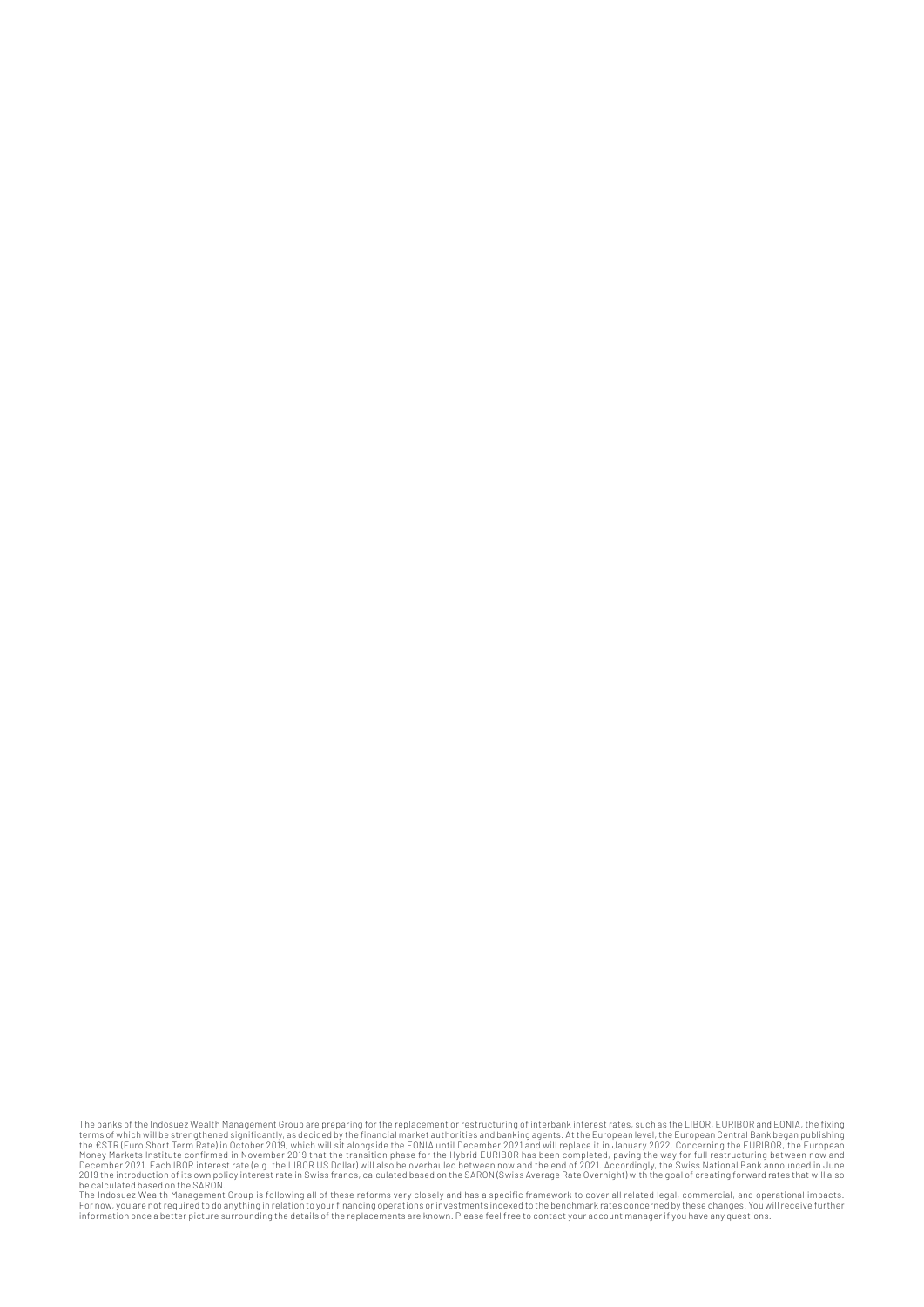The banks of the Indosuez Wealth Management Group are preparing for the replacement or restructuring of interbank interest rates, such as the LIBOR, EURIBOR and EONIA, the fixing terms of which will be strengthened significantly, as decided by the financial market authorities and banking agents. At the European level, the European Central Bank began publishing the €STR (Euro Short Term Rate) in October 2019, which will sit alongside the EONIA until December 2021 and will replace it in January 2022. Concerning the EURIBOR, the European Money Markets Institute confirmed in November 2019 that the transition phase for the Hybrid EURIBOR has been completed, paving the way for full restructuring between now and December 2021. Each IBOR interest rate (e.g. the LIBOR US Dollar) will also be overhauled between now and the end of 2021. Accordingly, the Swiss National Bank announced in June 2019 the introduction of its own policy interest rate in Swiss francs, calculated based on the SARON (Swiss Average Rate Overnight) with the goal of creating forward rates that will also be calculated based on the SARON.

The Indosuez Wealth Management Group is following all of these reforms very closely and has a specific framework to cover all related legal, commercial, and operational impacts. For now, you are not required to do anything in relation to your financing operations or investments indexed to the benchmark rates concerned by these changes. You will receive further information once a better picture surrounding the details of the replacements are known. Please feel free to contact your account manager if you have any questions.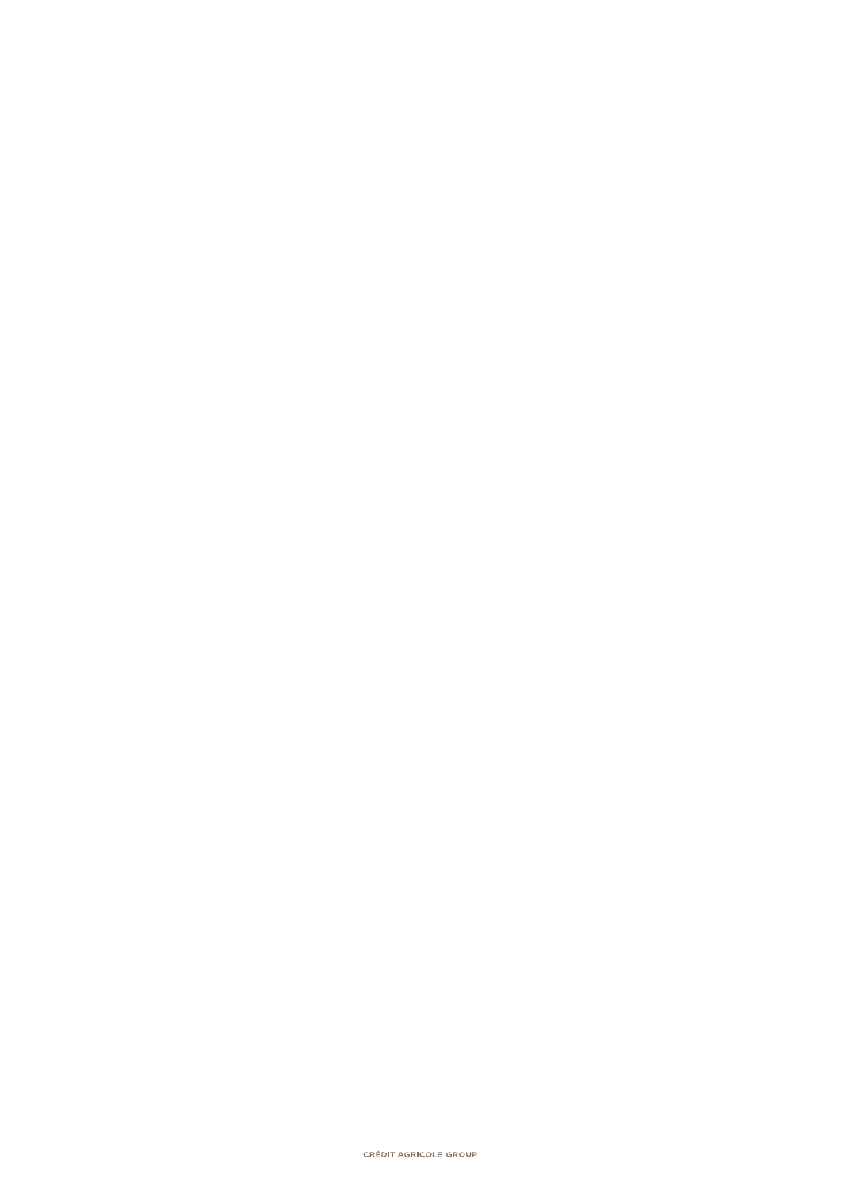CRÉDIT AGRICOLE GROUP